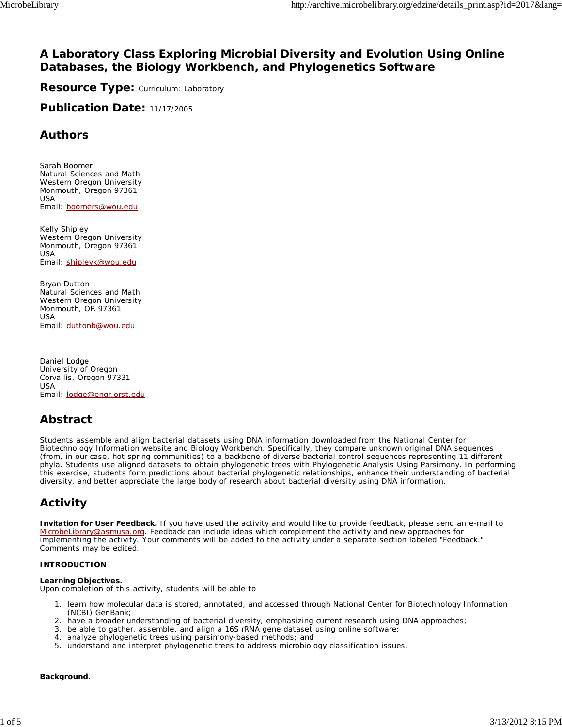# A Laboratory Class Exploring Microbial Diversity and Evolution Using Online Databases, the Biology Workbench, and Phylogenetics Software

**Resource Type:** Curriculum: Laboratory

**Publication Date:** 11/17/2005

## Authors

Sarah Boomer
Natural Sciences and Math
Western Oregon University
Monmouth, Oregon 97361
USA
Email: boomers@wou.edu

Kelly Shipley
Western Oregon University
Monmouth, Oregon 97361
USA
Email: shipleyk@wou.edu

Bryan Dutton
Natural Sciences and Math
Western Oregon University
Monmouth, OR 97361
USA
Email: duttonb@wou.edu

Daniel Lodge
University of Oregon
Corvallis, Oregon 97331
USA
Email: lodge@engr.orst.edu

## Abstract

Students assemble and align bacterial datasets using DNA information downloaded from the National Center for Biotechnology Information website and Biology Workbench. Specifically, they compare unknown original DNA sequences (from, in our case, hot spring communities) to a backbone of diverse bacterial control sequences representing 11 different phyla. Students use aligned datasets to obtain phylogenetic trees with Phylogenetic Analysis Using Parsimony. In performing this exercise, students form predictions about bacterial phylogenetic relationships, enhance their understanding of bacterial diversity, and better appreciate the large body of research about bacterial diversity using DNA information.

## Activity

**Invitation for User Feedback.** If you have used the activity and would like to provide feedback, please send an e-mail to MicrobeLibrary@asmusa.org. Feedback can include ideas which complement the activity and new approaches for implementing the activity. Your comments will be added to the activity under a separate section labeled "Feedback." Comments may be edited.

**INTRODUCTION**

**Learning Objectives.**
Upon completion of this activity, students will be able to

1. learn how molecular data is stored, annotated, and accessed through National Center for Biotechnology Information (NCBI) GenBank;
2. have a broader understanding of bacterial diversity, emphasizing current research using DNA approaches;
3. be able to gather, assemble, and align a 16S rRNA gene dataset using online software;
4. analyze phylogenetic trees using parsimony-based methods; and
5. understand and interpret phylogenetic trees to address microbiology classification issues.

**Background.**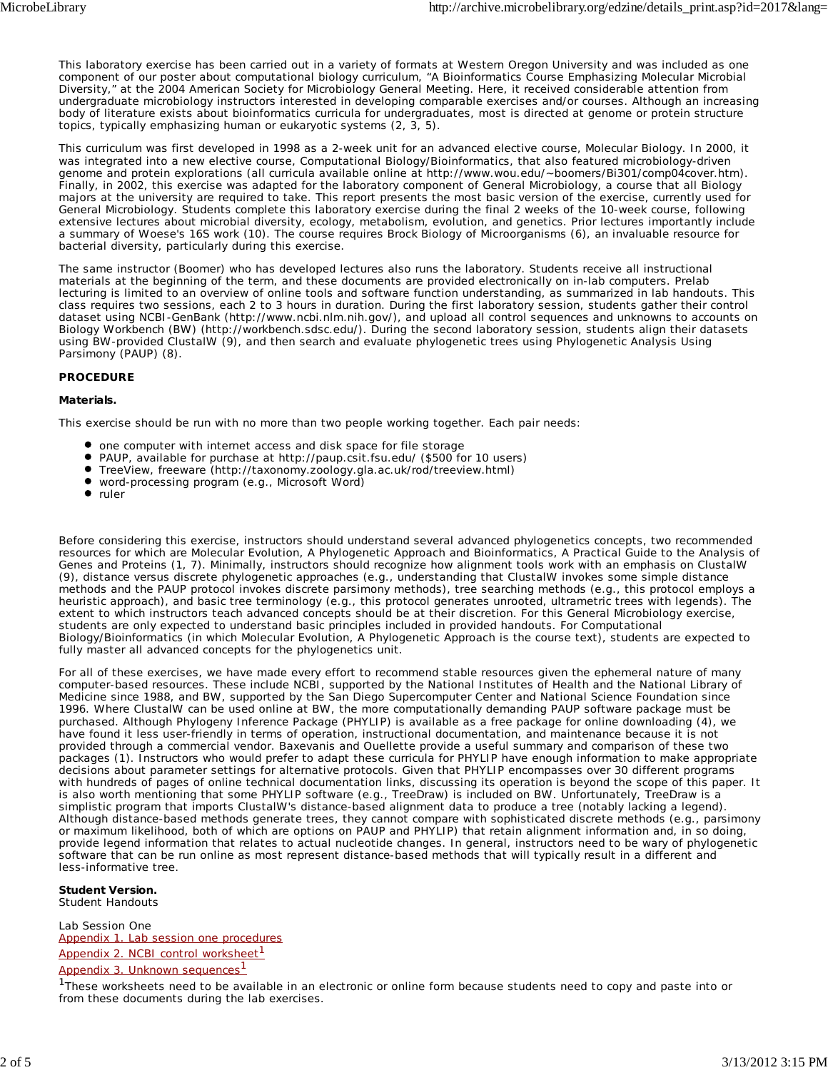This laboratory exercise has been carried out in a variety of formats at Western Oregon University and was included as one component of our poster about computational biology curriculum, "A Bioinformatics Course Emphasizing Molecular Microbial Diversity," at the 2004 American Society for Microbiology General Meeting. Here, it received considerable attention from undergraduate microbiology instructors interested in developing comparable exercises and/or courses. Although an increasing body of literature exists about bioinformatics curricula for undergraduates, most is directed at genome or protein structure topics, typically emphasizing human or eukaryotic systems (2, 3, 5).

This curriculum was first developed in 1998 as a 2-week unit for an advanced elective course, Molecular Biology. In 2000, it was integrated into a new elective course, Computational Biology/Bioinformatics, that also featured microbiology-driven genome and protein explorations (all curricula available online at http://www.wou.edu/~boomers/Bi301/comp04cover.htm). Finally, in 2002, this exercise was adapted for the laboratory component of General Microbiology, a course that all Biology majors at the university are required to take. This report presents the most basic version of the exercise, currently used for General Microbiology. Students complete this laboratory exercise during the final 2 weeks of the 10-week course, following extensive lectures about microbial diversity, ecology, metabolism, evolution, and genetics. Prior lectures importantly include a summary of Woese's 16S work (10). The course requires Brock Biology of Microorganisms (6), an invaluable resource for bacterial diversity, particularly during this exercise.

The same instructor (Boomer) who has developed lectures also runs the laboratory. Students receive all instructional materials at the beginning of the term, and these documents are provided electronically on in-lab computers. Prelab lecturing is limited to an overview of online tools and software function understanding, as summarized in lab handouts. This class requires two sessions, each 2 to 3 hours in duration. During the first laboratory session, students gather their control dataset using NCBI-GenBank (http://www.ncbi.nlm.nih.gov/), and upload all control sequences and unknowns to accounts on Biology Workbench (BW) (http://workbench.sdsc.edu/). During the second laboratory session, students align their datasets using BW-provided ClustalW (9), and then search and evaluate phylogenetic trees using Phylogenetic Analysis Using Parsimony (PAUP) (8).

**PROCEDURE**

**Materials.**

This exercise should be run with no more than two people working together. Each pair needs:

- one computer with internet access and disk space for file storage
- PAUP, available for purchase at http://paup.csit.fsu.edu/ ($500 for 10 users)
- TreeView, freeware (http://taxonomy.zoology.gla.ac.uk/rod/treeview.html)
- word-processing program (e.g., Microsoft Word)
- ruler

Before considering this exercise, instructors should understand several advanced phylogenetics concepts, two recommended resources for which are Molecular Evolution, A Phylogenetic Approach and Bioinformatics, A Practical Guide to the Analysis of Genes and Proteins (1, 7). Minimally, instructors should recognize how alignment tools work with an emphasis on ClustalW (9), distance versus discrete phylogenetic approaches (e.g., understanding that ClustalW invokes some simple distance methods and the PAUP protocol invokes discrete parsimony methods), tree searching methods (e.g., this protocol employs a heuristic approach), and basic tree terminology (e.g., this protocol generates unrooted, ultrametric trees with legends). The extent to which instructors teach advanced concepts should be at their discretion. For this General Microbiology exercise, students are only expected to understand basic principles included in provided handouts. For Computational Biology/Bioinformatics (in which Molecular Evolution, A Phylogenetic Approach is the course text), students are expected to fully master all advanced concepts for the phylogenetics unit.

For all of these exercises, we have made every effort to recommend stable resources given the ephemeral nature of many computer-based resources. These include NCBI, supported by the National Institutes of Health and the National Library of Medicine since 1988, and BW, supported by the San Diego Supercomputer Center and National Science Foundation since 1996. Where ClustalW can be used online at BW, the more computationally demanding PAUP software package must be purchased. Although Phylogeny Inference Package (PHYLIP) is available as a free package for online downloading (4), we have found it less user-friendly in terms of operation, instructional documentation, and maintenance because it is not provided through a commercial vendor. Baxevanis and Ouellette provide a useful summary and comparison of these two packages (1). Instructors who would prefer to adapt these curricula for PHYLIP have enough information to make appropriate decisions about parameter settings for alternative protocols. Given that PHYLIP encompasses over 30 different programs with hundreds of pages of online technical documentation links, discussing its operation is beyond the scope of this paper. It is also worth mentioning that some PHYLIP software (e.g., TreeDraw) is included on BW. Unfortunately, TreeDraw is a simplistic program that imports ClustalW's distance-based alignment data to produce a tree (notably lacking a legend). Although distance-based methods generate trees, they cannot compare with sophisticated discrete methods (e.g., parsimony or maximum likelihood, both of which are options on PAUP and PHYLIP) that retain alignment information and, in so doing, provide legend information that relates to actual nucleotide changes. In general, instructors need to be wary of phylogenetic software that can be run online as most represent distance-based methods that will typically result in a different and less-informative tree.

**Student Version.**
Student Handouts

Lab Session One
Appendix 1. Lab session one procedures
Appendix 2. NCBI control worksheet[1]
Appendix 3. Unknown sequences[1]

[1]These worksheets need to be available in an electronic or online form because students need to copy and paste into or from these documents during the lab exercises.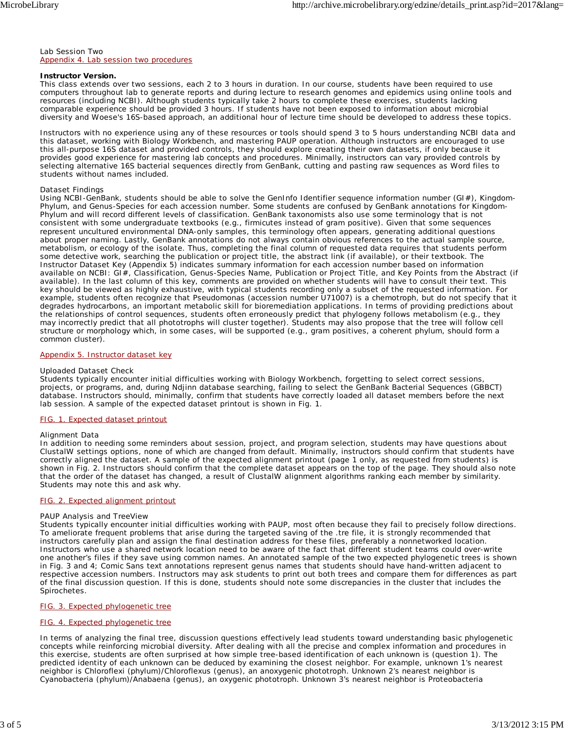Lab Session Two

Appendix 4. Lab session two procedures

**Instructor Version.**

This class extends over two sessions, each 2 to 3 hours in duration. In our course, students have been required to use computers throughout lab to generate reports and during lecture to research genomes and epidemics using online tools and resources (including NCBI). Although students typically take 2 hours to complete these exercises, students lacking comparable experience should be provided 3 hours. If students have not been exposed to information about microbial diversity and Woese's 16S-based approach, an additional hour of lecture time should be developed to address these topics.

Instructors with no experience using any of these resources or tools should spend 3 to 5 hours understanding NCBI data and this dataset, working with Biology Workbench, and mastering PAUP operation. Although instructors are encouraged to use this all-purpose 16S dataset and provided controls, they should explore creating their own datasets, if only because it provides good experience for mastering lab concepts and procedures. Minimally, instructors can vary provided controls by selecting alternative 16S bacterial sequences directly from GenBank, cutting and pasting raw sequences as Word files to students without names included.

Dataset Findings

Using NCBI-GenBank, students should be able to solve the GenInfo Identifier sequence information number (GI#), Kingdom-Phylum, and Genus-Species for each accession number. Some students are confused by GenBank annotations for Kingdom-Phylum and will record different levels of classification. GenBank taxonomists also use some terminology that is not consistent with some undergraduate textbooks (e.g., firmicutes instead of gram positive). Given that some sequences represent uncultured environmental DNA-only samples, this terminology often appears, generating additional questions about proper naming. Lastly, GenBank annotations do not always contain obvious references to the actual sample source, metabolism, or ecology of the isolate. Thus, completing the final column of requested data requires that students perform some detective work, searching the publication or project title, the abstract link (if available), or their textbook. The Instructor Dataset Key (Appendix 5) indicates summary information for each accession number based on information available on NCBI: GI#, Classification, Genus-Species Name, Publication or Project Title, and Key Points from the Abstract (if available). In the last column of this key, comments are provided on whether students will have to consult their text. This key should be viewed as highly exhaustive, with typical students recording only a subset of the requested information. For example, students often recognize that Pseudomonas (accession number U71007) is a chemotroph, but do not specify that it degrades hydrocarbons, an important metabolic skill for bioremediation applications. In terms of providing predictions about the relationships of control sequences, students often erroneously predict that phylogeny follows metabolism (e.g., they may incorrectly predict that all phototrophs will cluster together). Students may also propose that the tree will follow cell structure or morphology which, in some cases, will be supported (e.g., gram positives, a coherent phylum, should form a common cluster).

Appendix 5. Instructor dataset key

Uploaded Dataset Check

Students typically encounter initial difficulties working with Biology Workbench, forgetting to select correct sessions, projects, or programs, and, during Ndjinn database searching, failing to select the GenBank Bacterial Sequences (GBBCT) database. Instructors should, minimally, confirm that students have correctly loaded all dataset members before the next lab session. A sample of the expected dataset printout is shown in Fig. 1.

FIG. 1. Expected dataset printout

Alignment Data

In addition to needing some reminders about session, project, and program selection, students may have questions about ClustalW settings options, none of which are changed from default. Minimally, instructors should confirm that students have correctly aligned the dataset. A sample of the expected alignment printout (page 1 only, as requested from students) is shown in Fig. 2. Instructors should confirm that the complete dataset appears on the top of the page. They should also note that the order of the dataset has changed, a result of ClustalW alignment algorithms ranking each member by similarity. Students may note this and ask why.

FIG. 2. Expected alignment printout

PAUP Analysis and TreeView

Students typically encounter initial difficulties working with PAUP, most often because they fail to precisely follow directions. To ameliorate frequent problems that arise during the targeted saving of the .tre file, it is strongly recommended that instructors carefully plan and assign the final destination address for these files, preferably a nonnetworked location. Instructors who use a shared network location need to be aware of the fact that different student teams could over-write one another's files if they save using common names. An annotated sample of the two expected phylogenetic trees is shown in Fig. 3 and 4; Comic Sans text annotations represent genus names that students should have hand-written adjacent to respective accession numbers. Instructors may ask students to print out both trees and compare them for differences as part of the final discussion question. If this is done, students should note some discrepancies in the cluster that includes the Spirochetes.

FIG. 3. Expected phylogenetic tree

FIG. 4. Expected phylogenetic tree

In terms of analyzing the final tree, discussion questions effectively lead students toward understanding basic phylogenetic concepts while reinforcing microbial diversity. After dealing with all the precise and complex information and procedures in this exercise, students are often surprised at how simple tree-based identification of each unknown is (question 1). The predicted identity of each unknown can be deduced by examining the closest neighbor. For example, unknown 1's nearest neighbor is Chloroflexi (phylum)/Chloroflexus (genus), an anoxygenic phototroph. Unknown 2's nearest neighbor is Cyanobacteria (phylum)/Anabaena (genus), an oxygenic phototroph. Unknown 3's nearest neighbor is Proteobacteria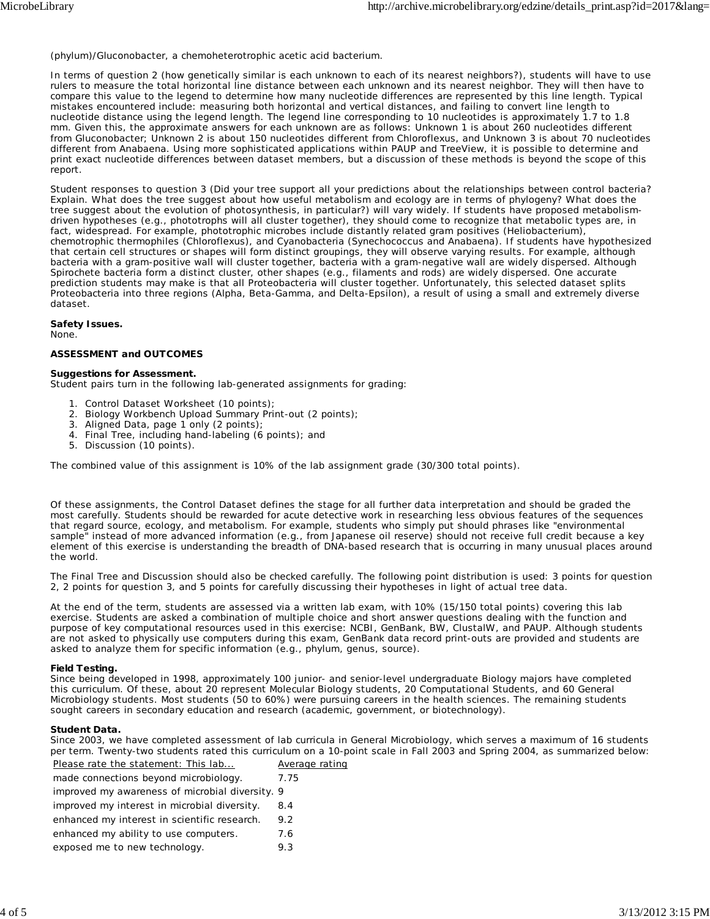(phylum)/Gluconobacter, a chemoheterotrophic acetic acid bacterium.

In terms of question 2 (how genetically similar is each unknown to each of its nearest neighbors?), students will have to use rulers to measure the total horizontal line distance between each unknown and its nearest neighbor. They will then have to compare this value to the legend to determine how many nucleotide differences are represented by this line length. Typical mistakes encountered include: measuring both horizontal and vertical distances, and failing to convert line length to nucleotide distance using the legend length. The legend line corresponding to 10 nucleotides is approximately 1.7 to 1.8 mm. Given this, the approximate answers for each unknown are as follows: Unknown 1 is about 260 nucleotides different from Gluconobacter; Unknown 2 is about 150 nucleotides different from Chloroflexus, and Unknown 3 is about 70 nucleotides different from Anabaena. Using more sophisticated applications within PAUP and TreeView, it is possible to determine and print exact nucleotide differences between dataset members, but a discussion of these methods is beyond the scope of this report.

Student responses to question 3 (Did your tree support all your predictions about the relationships between control bacteria? Explain. What does the tree suggest about how useful metabolism and ecology are in terms of phylogeny? What does the tree suggest about the evolution of photosynthesis, in particular?) will vary widely. If students have proposed metabolism-driven hypotheses (e.g., phototrophs will all cluster together), they should come to recognize that metabolic types are, in fact, widespread. For example, phototrophic microbes include distantly related gram positives (Heliobacterium), chemotrophic thermophiles (Chloroflexus), and Cyanobacteria (Synechococcus and Anabaena). If students have hypothesized that certain cell structures or shapes will form distinct groupings, they will observe varying results. For example, although bacteria with a gram-positive wall will cluster together, bacteria with a gram-negative wall are widely dispersed. Although Spirochete bacteria form a distinct cluster, other shapes (e.g., filaments and rods) are widely dispersed. One accurate prediction students may make is that all Proteobacteria will cluster together. Unfortunately, this selected dataset splits Proteobacteria into three regions (Alpha, Beta-Gamma, and Delta-Epsilon), a result of using a small and extremely diverse dataset.

**Safety Issues.**
None.

### ASSESSMENT and OUTCOMES

**Suggestions for Assessment.**
Student pairs turn in the following lab-generated assignments for grading:

1. Control Dataset Worksheet (10 points);
2. Biology Workbench Upload Summary Print-out (2 points);
3. Aligned Data, page 1 only (2 points);
4. Final Tree, including hand-labeling (6 points); and
5. Discussion (10 points).

The combined value of this assignment is 10% of the lab assignment grade (30/300 total points).

Of these assignments, the Control Dataset defines the stage for all further data interpretation and should be graded the most carefully. Students should be rewarded for acute detective work in researching less obvious features of the sequences that regard source, ecology, and metabolism. For example, students who simply put should phrases like "environmental sample" instead of more advanced information (e.g., from Japanese oil reserve) should not receive full credit because a key element of this exercise is understanding the breadth of DNA-based research that is occurring in many unusual places around the world.

The Final Tree and Discussion should also be checked carefully. The following point distribution is used: 3 points for question 2, 2 points for question 3, and 5 points for carefully discussing their hypotheses in light of actual tree data.

At the end of the term, students are assessed via a written lab exam, with 10% (15/150 total points) covering this lab exercise. Students are asked a combination of multiple choice and short answer questions dealing with the function and purpose of key computational resources used in this exercise: NCBI, GenBank, BW, ClustalW, and PAUP. Although students are not asked to physically use computers during this exam, GenBank data record print-outs are provided and students are asked to analyze them for specific information (e.g., phylum, genus, source).

**Field Testing.**
Since being developed in 1998, approximately 100 junior- and senior-level undergraduate Biology majors have completed this curriculum. Of these, about 20 represent Molecular Biology students, 20 Computational Students, and 60 General Microbiology students. Most students (50 to 60%) were pursuing careers in the health sciences. The remaining students sought careers in secondary education and research (academic, government, or biotechnology).

**Student Data.**
Since 2003, we have completed assessment of lab curricula in General Microbiology, which serves a maximum of 16 students per term. Twenty-two students rated this curriculum on a 10-point scale in Fall 2003 and Spring 2004, as summarized below:

| Please rate the statement: This lab... | Average rating |
|---|---|
| made connections beyond microbiology. | 7.75 |
| improved my awareness of microbial diversity. | 9 |
| improved my interest in microbial diversity. | 8.4 |
| enhanced my interest in scientific research. | 9.2 |
| enhanced my ability to use computers. | 7.6 |
| exposed me to new technology. | 9.3 |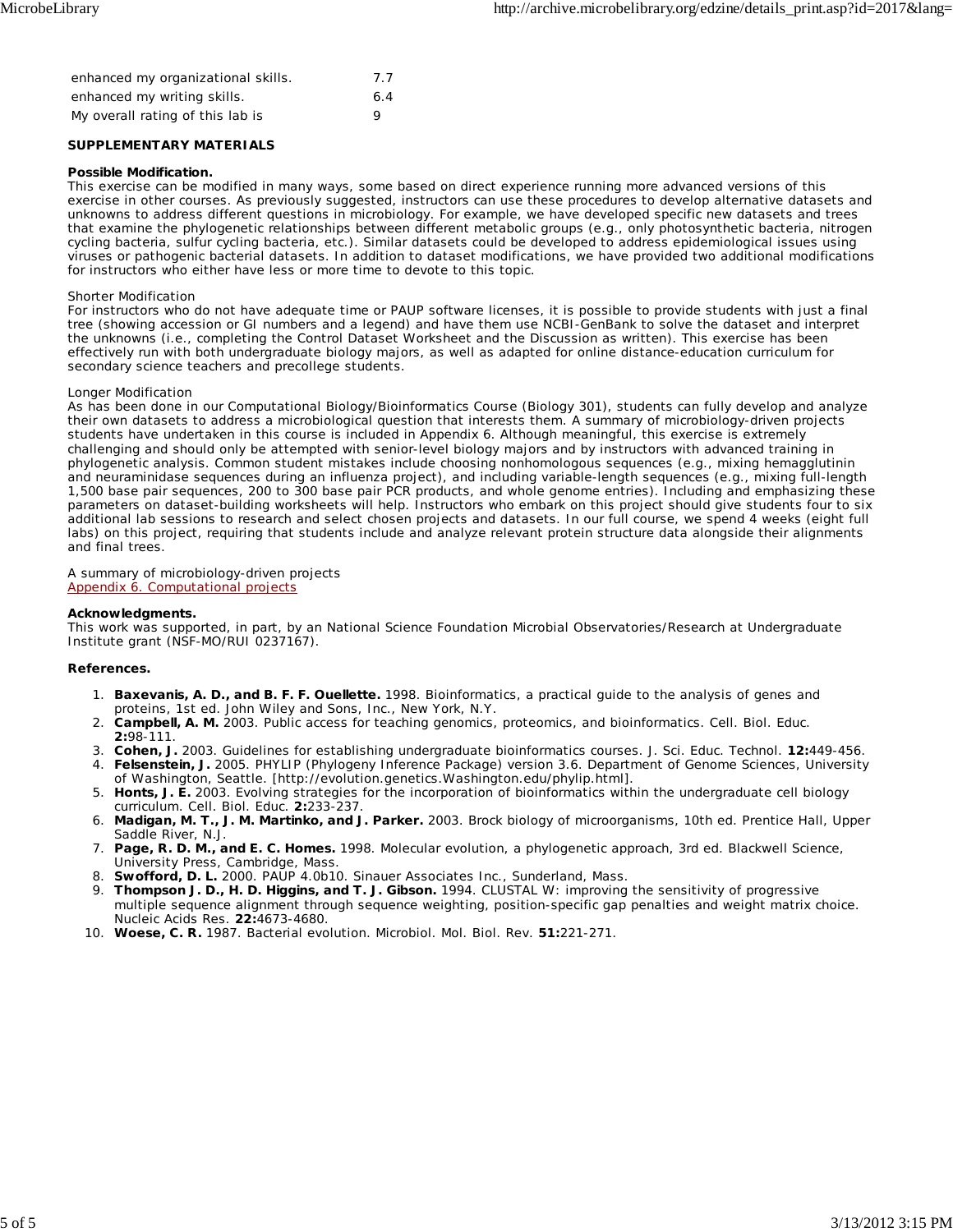| | |
|---|---|
| enhanced my organizational skills. | 7.7 |
| enhanced my writing skills. | 6.4 |
| My overall rating of this lab is | 9 |

**SUPPLEMENTARY MATERIALS**

**Possible Modification.**
This exercise can be modified in many ways, some based on direct experience running more advanced versions of this exercise in other courses. As previously suggested, instructors can use these procedures to develop alternative datasets and unknowns to address different questions in microbiology. For example, we have developed specific new datasets and trees that examine the phylogenetic relationships between different metabolic groups (e.g., only photosynthetic bacteria, nitrogen cycling bacteria, sulfur cycling bacteria, etc.). Similar datasets could be developed to address epidemiological issues using viruses or pathogenic bacterial datasets. In addition to dataset modifications, we have provided two additional modifications for instructors who either have less or more time to devote to this topic.

Shorter Modification
For instructors who do not have adequate time or PAUP software licenses, it is possible to provide students with just a final tree (showing accession or GI numbers and a legend) and have them use NCBI-GenBank to solve the dataset and interpret the unknowns (i.e., completing the Control Dataset Worksheet and the Discussion as written). This exercise has been effectively run with both undergraduate biology majors, as well as adapted for online distance-education curriculum for secondary science teachers and precollege students.

Longer Modification
As has been done in our Computational Biology/Bioinformatics Course (Biology 301), students can fully develop and analyze their own datasets to address a microbiological question that interests them. A summary of microbiology-driven projects students have undertaken in this course is included in Appendix 6. Although meaningful, this exercise is extremely challenging and should only be attempted with senior-level biology majors and by instructors with advanced training in phylogenetic analysis. Common student mistakes include choosing nonhomologous sequences (e.g., mixing hemagglutinin and neuraminidase sequences during an influenza project), and including variable-length sequences (e.g., mixing full-length 1,500 base pair sequences, 200 to 300 base pair PCR products, and whole genome entries). Including and emphasizing these parameters on dataset-building worksheets will help. Instructors who embark on this project should give students four to six additional lab sessions to research and select chosen projects and datasets. In our full course, we spend 4 weeks (eight full labs) on this project, requiring that students include and analyze relevant protein structure data alongside their alignments and final trees.

A summary of microbiology-driven projects
[Appendix 6. Computational projects]

**Acknowledgments.**
This work was supported, in part, by an National Science Foundation Microbial Observatories/Research at Undergraduate Institute grant (NSF-MO/RUI 0237167).

**References.**

1. **Baxevanis, A. D., and B. F. F. Ouellette.** 1998. Bioinformatics, a practical guide to the analysis of genes and proteins, 1st ed. John Wiley and Sons, Inc., New York, N.Y.
2. **Campbell, A. M.** 2003. Public access for teaching genomics, proteomics, and bioinformatics. Cell. Biol. Educ. **2:**98-111.
3. **Cohen, J.** 2003. Guidelines for establishing undergraduate bioinformatics courses. J. Sci. Educ. Technol. **12:**449-456.
4. **Felsenstein, J.** 2005. PHYLIP (Phylogeny Inference Package) version 3.6. Department of Genome Sciences, University of Washington, Seattle. [http://evolution.genetics.Washington.edu/phylip.html].
5. **Honts, J. E.** 2003. Evolving strategies for the incorporation of bioinformatics within the undergraduate cell biology curriculum. Cell. Biol. Educ. **2:**233-237.
6. **Madigan, M. T., J. M. Martinko, and J. Parker.** 2003. Brock biology of microorganisms, 10th ed. Prentice Hall, Upper Saddle River, N.J.
7. **Page, R. D. M., and E. C. Homes.** 1998. Molecular evolution, a phylogenetic approach, 3rd ed. Blackwell Science, University Press, Cambridge, Mass.
8. **Swofford, D. L.** 2000. PAUP 4.0b10. Sinauer Associates Inc., Sunderland, Mass.
9. **Thompson J. D., H. D. Higgins, and T. J. Gibson.** 1994. CLUSTAL W: improving the sensitivity of progressive multiple sequence alignment through sequence weighting, position-specific gap penalties and weight matrix choice. Nucleic Acids Res. **22:**4673-4680.
10. **Woese, C. R.** 1987. Bacterial evolution. Microbiol. Mol. Biol. Rev. **51:**221-271.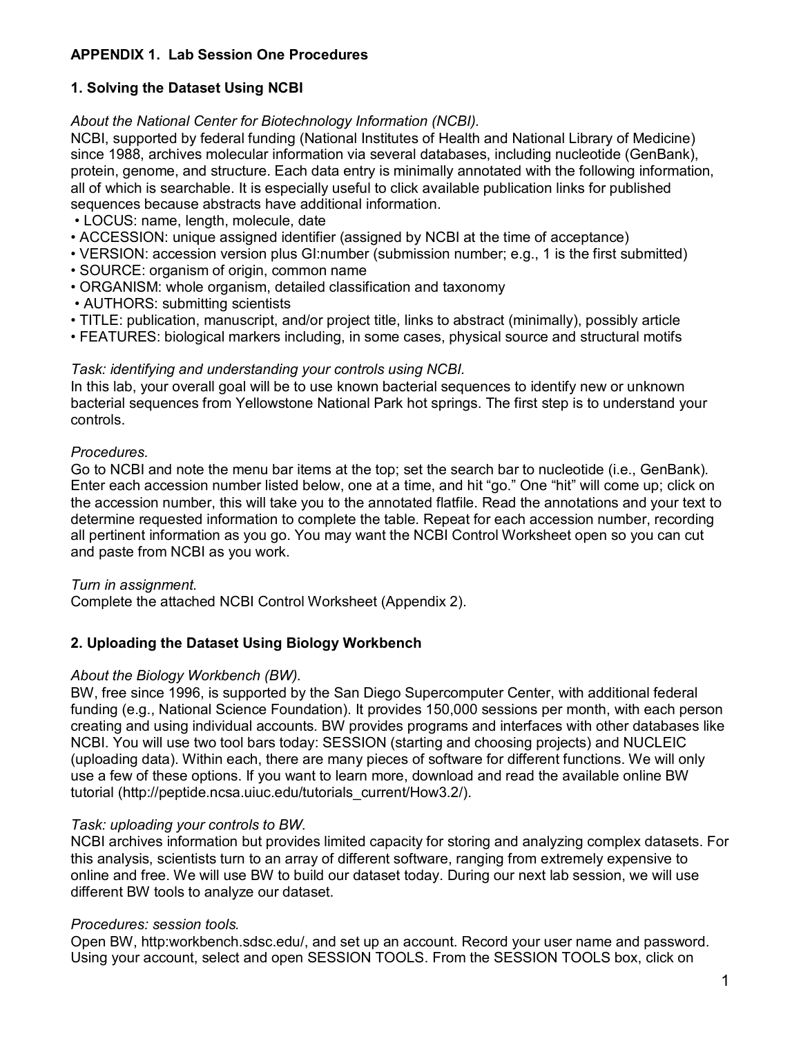**APPENDIX 1. Lab Session One Procedures**

**1. Solving the Dataset Using NCBI**

*About the National Center for Biotechnology Information (NCBI).*
NCBI, supported by federal funding (National Institutes of Health and National Library of Medicine) since 1988, archives molecular information via several databases, including nucleotide (GenBank), protein, genome, and structure. Each data entry is minimally annotated with the following information, all of which is searchable. It is especially useful to click available publication links for published sequences because abstracts have additional information.

- LOCUS: name, length, molecule, date
- ACCESSION: unique assigned identifier (assigned by NCBI at the time of acceptance)
- VERSION: accession version plus GI:number (submission number; e.g., 1 is the first submitted)
- SOURCE: organism of origin, common name
- ORGANISM: whole organism, detailed classification and taxonomy
- AUTHORS: submitting scientists
- TITLE: publication, manuscript, and/or project title, links to abstract (minimally), possibly article
- FEATURES: biological markers including, in some cases, physical source and structural motifs

*Task: identifying and understanding your controls using NCBI.*
In this lab, your overall goal will be to use known bacterial sequences to identify new or unknown bacterial sequences from Yellowstone National Park hot springs. The first step is to understand your controls.

*Procedures.*
Go to NCBI and note the menu bar items at the top; set the search bar to nucleotide (i.e., GenBank). Enter each accession number listed below, one at a time, and hit "go." One "hit" will come up; click on the accession number, this will take you to the annotated flatfile. Read the annotations and your text to determine requested information to complete the table. Repeat for each accession number, recording all pertinent information as you go. You may want the NCBI Control Worksheet open so you can cut and paste from NCBI as you work.

*Turn in assignment.*
Complete the attached NCBI Control Worksheet (Appendix 2).

**2. Uploading the Dataset Using Biology Workbench**

*About the Biology Workbench (BW).*
BW, free since 1996, is supported by the San Diego Supercomputer Center, with additional federal funding (e.g., National Science Foundation). It provides 150,000 sessions per month, with each person creating and using individual accounts. BW provides programs and interfaces with other databases like NCBI. You will use two tool bars today: SESSION (starting and choosing projects) and NUCLEIC (uploading data). Within each, there are many pieces of software for different functions. We will only use a few of these options. If you want to learn more, download and read the available online BW tutorial (http://peptide.ncsa.uiuc.edu/tutorials_current/How3.2/).

*Task: uploading your controls to BW.*
NCBI archives information but provides limited capacity for storing and analyzing complex datasets. For this analysis, scientists turn to an array of different software, ranging from extremely expensive to online and free. We will use BW to build our dataset today. During our next lab session, we will use different BW tools to analyze our dataset.

*Procedures: session tools.*
Open BW, http:workbench.sdsc.edu/, and set up an account. Record your user name and password. Using your account, select and open SESSION TOOLS. From the SESSION TOOLS box, click on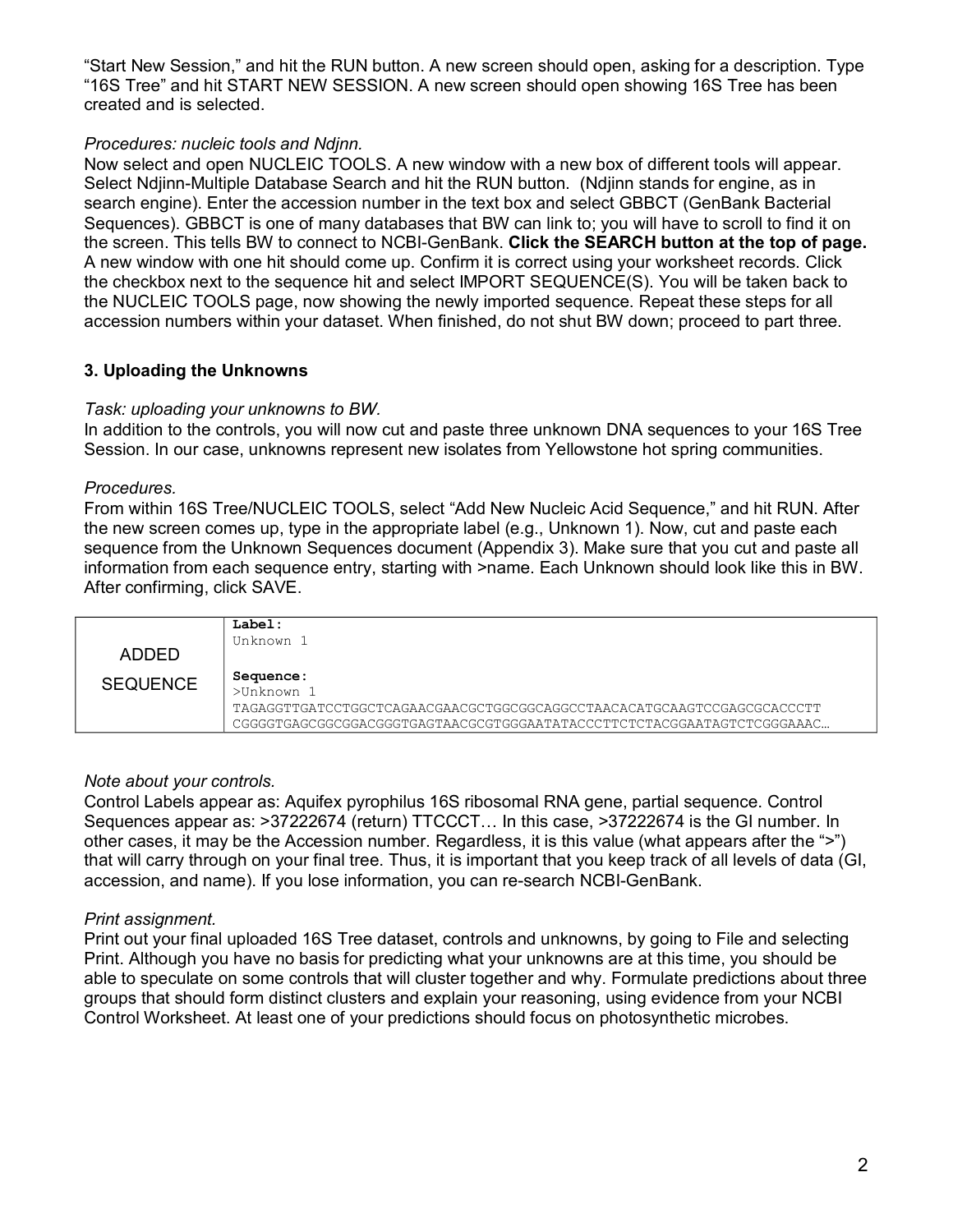“Start New Session,” and hit the RUN button. A new screen should open, asking for a description. Type “16S Tree” and hit START NEW SESSION. A new screen should open showing 16S Tree has been created and is selected.

*Procedures: nucleic tools and Ndjnn.*
Now select and open NUCLEIC TOOLS. A new window with a new box of different tools will appear. Select Ndjinn-Multiple Database Search and hit the RUN button. (Ndjinn stands for engine, as in search engine). Enter the accession number in the text box and select GBBCT (GenBank Bacterial Sequences). GBBCT is one of many databases that BW can link to; you will have to scroll to find it on the screen. This tells BW to connect to NCBI-GenBank. **Click the SEARCH button at the top of page.** A new window with one hit should come up. Confirm it is correct using your worksheet records. Click the checkbox next to the sequence hit and select IMPORT SEQUENCE(S). You will be taken back to the NUCLEIC TOOLS page, now showing the newly imported sequence. Repeat these steps for all accession numbers within your dataset. When finished, do not shut BW down; proceed to part three.

### 3. Uploading the Unknowns

*Task: uploading your unknowns to BW.*
In addition to the controls, you will now cut and paste three unknown DNA sequences to your 16S Tree Session. In our case, unknowns represent new isolates from Yellowstone hot spring communities.

*Procedures.*
From within 16S Tree/NUCLEIC TOOLS, select “Add New Nucleic Acid Sequence,” and hit RUN. After the new screen comes up, type in the appropriate label (e.g., Unknown 1). Now, cut and paste each sequence from the Unknown Sequences document (Appendix 3). Make sure that you cut and paste all information from each sequence entry, starting with >name. Each Unknown should look like this in BW. After confirming, click SAVE.

| ADDED SEQUENCE | **Label:**<br>Unknown 1<br><br>**Sequence:**<br>>Unknown 1<br>TAGAGGTTGATCCTGGCTCAGAACGAACGCTGGCGGCAGGCCTAACACATGCAAGTCCGAGCGCACCCTT<br>CGGGGTGAGCGGCGGACGGGTGAGTAACGCGTGGGAATATACCCTTCTCTACGGAATAGTCTCGGGAAAC… |
|---|---|

*Note about your controls.*
Control Labels appear as: Aquifex pyrophilus 16S ribosomal RNA gene, partial sequence. Control Sequences appear as: >37222674 (return) TTCCCT… In this case, >37222674 is the GI number. In other cases, it may be the Accession number. Regardless, it is this value (what appears after the “>”) that will carry through on your final tree. Thus, it is important that you keep track of all levels of data (GI, accession, and name). If you lose information, you can re-search NCBI-GenBank.

*Print assignment.*
Print out your final uploaded 16S Tree dataset, controls and unknowns, by going to File and selecting Print. Although you have no basis for predicting what your unknowns are at this time, you should be able to speculate on some controls that will cluster together and why. Formulate predictions about three groups that should form distinct clusters and explain your reasoning, using evidence from your NCBI Control Worksheet. At least one of your predictions should focus on photosynthetic microbes.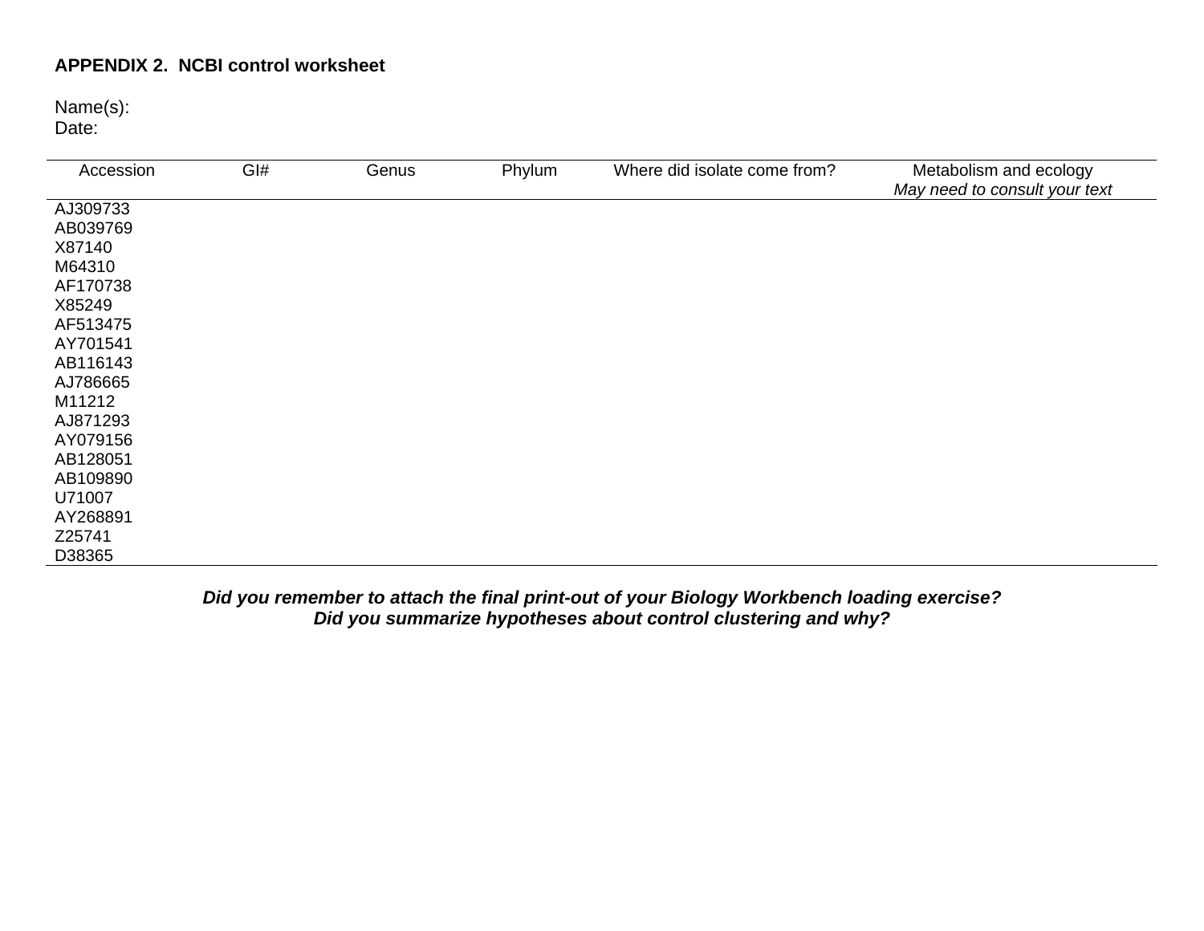**APPENDIX 2. NCBI control worksheet**

Name(s):
Date:

| Accession | GI# | Genus | Phylum | Where did isolate come from? | Metabolism and ecology *May need to consult your text* |
|---|---|---|---|---|---|
| AJ309733 | | | | | |
| AB039769 | | | | | |
| X87140 | | | | | |
| M64310 | | | | | |
| AF170738 | | | | | |
| X85249 | | | | | |
| AF513475 | | | | | |
| AY701541 | | | | | |
| AB116143 | | | | | |
| AJ786665 | | | | | |
| M11212 | | | | | |
| AJ871293 | | | | | |
| AY079156 | | | | | |
| AB128051 | | | | | |
| AB109890 | | | | | |
| U71007 | | | | | |
| AY268891 | | | | | |
| Z25741 | | | | | |
| D38365 | | | | | |

***Did you remember to attach the final print-out of your Biology Workbench loading exercise?***
***Did you summarize hypotheses about control clustering and why?***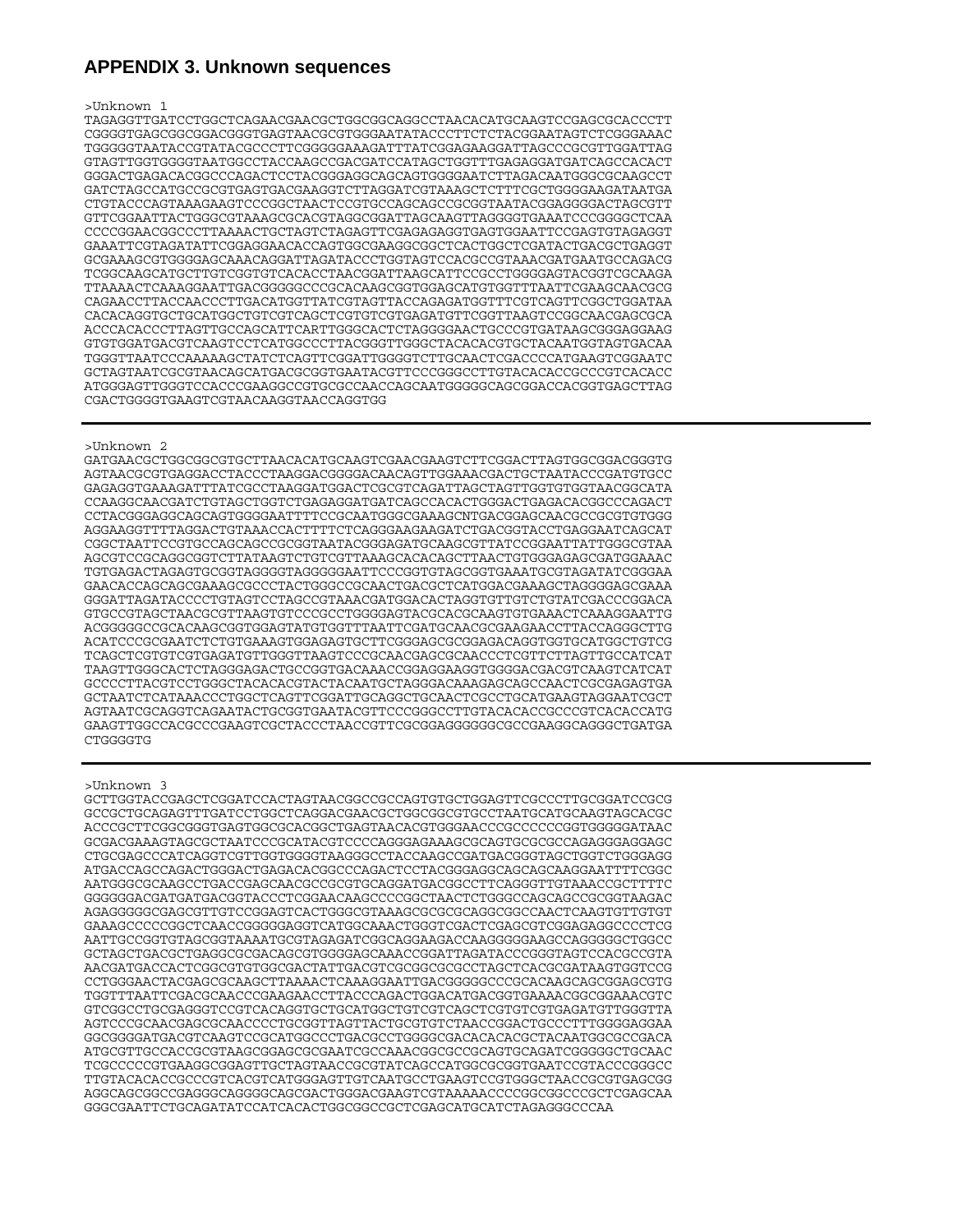## APPENDIX 3. Unknown sequences

```
>Unknown 1
TAGAGGTTGATCCTGGCTCAGAACGAACGCTGGCGGCAGGCCTAACACATGCAAGTCCGAGCGCACCCTT
CGGGGTGAGCGGCGGACGGGTGAGTAACGCGTGGGAATATACCCTTCTCTACGGAATAGTCTCGGGAAAC
TGGGGGTAATACCGTATACGCCCTTCGGGGGAAAGATTTATCGGAGAAGGATTAGCCCGCGTTGGATTAG
GTAGTTGGTGGGGTAATGGCCTACCAAGCCGACGATCCATAGCTGGTTTGAGAGGATGATCAGCCACACT
GGGACTGAGACACGGCCCAGACTCCTACGGGAGGCAGCAGTGGGGAATCTTAGACAATGGGCGCAAGCCT
GATCTAGCCATGCCGCGTGAGTGACGAAGGTCTTAGGATCGTAAAGCTCTTTCGCTGGGGAAGATAATGA
CTGTACCCAGTAAAGAAGTCCCGGCTAACTCCGTGCCAGCAGCCGCGGTAATACGGAGGGGACTAGCGTT
GTTCGGAATTACTGGGCGTAAAGCGCACGTAGGCGGATTAGCAAGTTAGGGGTGAAATCCCGGGGCTCAA
CCCCGGAACGGCCCTTAAAACTGCTAGTCTAGAGTTCGAGAGAGGTGAGTGGAATTCCGAGTGTAGAGGT
GAAATTCGTAGATATTCGGAGGAACACCAGTGGCGAAGGCGGCTCACTGGCTCGATACTGACGCTGAGGT
GCGAAAGCGTGGGGAGCAAACAGGATTAGATACCCTGGTAGTCCACGCCGTAAACGATGAATGCCAGACG
TCGGCAAGCATGCTTGTCGGTGTCACACCTAACGGATTAAGCATTCCGCCTGGGGAGTACGGTCGCAAGA
TTAAAACTCAAAGGAATTGACGGGGGCCCGCACAAGCGGTGGAGCATGTGGTTTAATTCGAAGCAACGCG
CAGAACCTTACCAACCCTTGACATGGTTATCGTAGTTACCAGAGATGGTTTCGTCAGTTCGGCTGGATAA
CACACAGGTGCTGCATGGCTGTCGTCAGCTCGTGTCGTGAGATGTTCGGTTAAGTCCGGCAACGAGCGCA
ACCCACACCCTTAGTTGCCAGCATTCAGTTGGGCACTCTAGGGGAACTGCCCGTGATAAGCGGGAGGAAG
GTGTGGATGACGTCAAGTCCTCATGGCCCTTACGGGTTGGGCTACACACGTGCTACAATGGTAGTGACAA
TGGGTTAATCCCAAAAAGCTATCTCAGTTCGGATTGGGGTCTTGCAACTCGACCCCATGAAGTCGGAATC
GCTAGTAATCGCGTAACAGCATGACGCGGTGAATACGTTCCCGGGCCTTGTACACACCGCCCGTCACACC
ATGGGAGTTGGGTCCACCCGAAGGCCGTGCGCCAACCAGCAATGGGGGCAGCGGACCACGGTGAGCTTAG
CGACTGGGGTGAAGTCGTAACAAGGTAACCAGGTGG
```

---

```
>Unknown 2
GATGAACGCTGGCGGCGTGCTTAACACATGCAAGTCGAACGAAGTCTTCGGACTTAGTGGCGGACGGGTG
AGTAACGCGTGAGGACCTACCCTAAGGACGGGGACAACAGTTGGAAACGACTGCTAATACCCGATGTGCC
GAGAGGTGAAAGATTTATCGCCTAAGGATGGACTCGCGTCAGATTAGCTAGTTGGTGTGGTAACGGCATA
CCAAGGCAACGATCTGTAGCTGGTCTGAGAGGATGATCAGCCACACTGGGACTGAGACACGGCCCAGACT
CCTACGGGAGGCAGCAGTGGGGAATTTTCCGCAATGGGCGAAAGCNTGACGGAGCAACGCCGCGTGTGGG
AGGAAGGTTTTAGGACTGTAAACCACTTTTCTCAGGGAAGAAGATCTGACGGTACCTGAGGAATCAGCAT
CGGCTAATTCCGTGCCAGCAGCCGCGGTAATACGGGAGATGCAAGCGTTATCCGGAATTATTGGGCGTAA
AGCGTCCGCAGGCGGTCTTATAAGTCTGTCGTTAAAGCACACAGCTTAACTGTGGGAGAGCGATGGAAAC
TGTGAGACTAGAGTGCGGTAGGGGTAGGGGGAATTCCCGGTGTAGCGGTGAAATGCGTAGATATCGGGAA
GAACACCAGCAGCGAAAGCGCCCTACTGGGCCGCAACTGACGCTCATGGACGAAAGCTAGGGGAGCGAAA
GGGATTAGATACCCCTGTAGTCCTAGCCGTAAACGATGGACACTAGGTGTTGTCTGTATCGACCCGGACA
GTGCCGTAGCTAACGCGTTAAGTGTCCCGCCTGGGGAGTACGCACGCAAGTGTGAAACTCAAAGGAATTG
ACGGGGGCCGCACAAGCGGTGGAGTATGTGGTTTAATTCGATGCAACGCGAAGAACCTTACCAGGGCTTG
ACATCCCGCGAATCTCTGTGAAAGTGGAGAGTGCTTCGGGAGCGCGGAGACAGGTGGTGCATGGCTGTCG
TCAGCTCGTGTCGTGAGATGTTGGGTTAAGTCCCGCAACGAGCGCAACCCTCGTTCTTAGTTGCCATCAT
TAAGTTGGGCACTCTAGGGAGACTGCCGGTGACAAACCGGAGGAAGGTGGGGACGACGTCAAGTCATCAT
GCCCCTTACGTCCTGGGCTACACACGTACTACAATGCTAGGGACAAAGAGCAGCCAACTCGCGAGAGTGA
GCTAATCTCATAAACCCTGGCTCAGTTCGGATTGCAGGCTGCAACTCGCCTGCATGAAGTAGGAATCGCT
AGTAATCGCAGGTCAGAATACTGCGGTGAATACGTTCCCGGGCCTTGTACACACCGCCCGTCACACCATG
GAAGTTGGCCACGCCCGAAGTCGCTACCCTAACCGTTCGCGGAGGGGGGCGCCGAAGGCAGGGCTGATGA
CTGGGGTG
```

---

```
>Unknown 3
GCTTGGTACCGAGCTCGGATCCACTAGTAACGGCCGCCAGTGTGCTGGAGTTCGCCCTTGCGGATCCGCG
GCCGCTGCAGAGTTTGATCCTGGCTCAGGACGAACGCTGGCGGCGTGCCTAATGCATGCAAGTAGCACGC
ACCCGCTTCGGCGGGTGAGTGGCGCACGGCTGAGTAACACGTGGGAACCCGCCCCCCGGTGGGGGATAAC
GCGACGAAAGTAGCGCTAATCCCGCATACGTCCCCAGGGAGAAAGCGCAGTGCGCGCCAGAGGGAGGAGC
CTGCGAGCCCATCAGGTCGTTGGTGGGGTAAGGGCCTACCAAGCCGATGACGGGTAGCTGGTCTGGGAGG
ATGACCAGCCAGACTGGGACTGAGACACGGCCCAGACTCCTACGGGAGGCAGCAGCAAGGAATTTTCGGC
AATGGGCGCAAGCCTGACCGAGCAACGCCGCGTGCAGGATGACGGCCTTCAGGGTTGTAAACCGCTTTTC
GGGGGGACGATGATGACGGTACCCTCGGAACAAGCCCCGGCTAACTCTGGGCCAGCAGCCGCGGTAAGAC
AGAGGGGGCGAGCGTTGTCCGGAGTCACTGGGCGTAAAGCGCGCGCAGGCGGCCAACTCAAGTGTTGTGT
GAAAGCCCCCGGCTCAACCGGGGGAGGTCATGGCAAACTGGGTCGACTCGAGCGTCGGAGAGGCCCCTCG
AATTGCCGGTGTAGCGGTAAAATGCGTAGAGATCGGCAGGAAGACCAAGGGGGAAGCCAGGGGGCTGGCC
GCTAGCTGACGCTGAGGCGCGACAGCGTGGGGAGCAAACCGGATTAGATACCCGGGTAGTCCACGCCGTA
AACGATGACCACTCGGCGTGTGGCGACTATTGACGTCGCGGCGCGCCTAGCTCACGCGATAAGTGGTCCG
CCTGGGAACTACGAGCGCAAGCTTAAAACTCAAAGGAATTGACGGGGGCCCGCACAAGCAGCGGAGCGTG
TGGTTTAATTCGACGCAACCCGAAGAACCTTACCCAGACTGGACATGACGGTGAAAACGGCGGAAACGTC
GTCGGCCTGCGAGGGTCCGTCACAGGTGCTGCATGGCTGTCGTCAGCTCGTGTCGTGAGATGTTGGGTTA
AGTCCCGCAACGAGCGCAACCCCTGCGGTTAGTTACTGCGTGTCTAACCGGACTGCCCTTTGGGGAGGAA
GGCGGGGATGACGTCAAGTCCGCATGGCCCTGACGCCTGGGGCGACACACACGCTACAATGGCGCCGACA
ATGCGTTGCCACCGCGTAAGCGGAGCGCGAATCGCCAAACGGCGCCGCAGTGCAGATCGGGGGCTGCAAC
TCGCCCCCGTGAAGGCGGAGTTGCTAGTAACCGCGTATCAGCCATGGCGCGGTGAATCCGTACCCGGGCC
TTGTACACACCGCCCGTCACGTCATGGGAGTTGTCAATGCCTGAAGTCCGTGGGCTAACCGCGTGAGCGG
AGGCAGCGGCCGAGGGCAGGGGCAGCGACTGGGACGAAGTCGTAAAAACCCCGGCGGCCCGCTCGAGCAA
GGGCGAATTCTGCAGATATCCATCACACTGGCGGCCGCTCGAGCATGCATCTAGAGGGCCCAA
```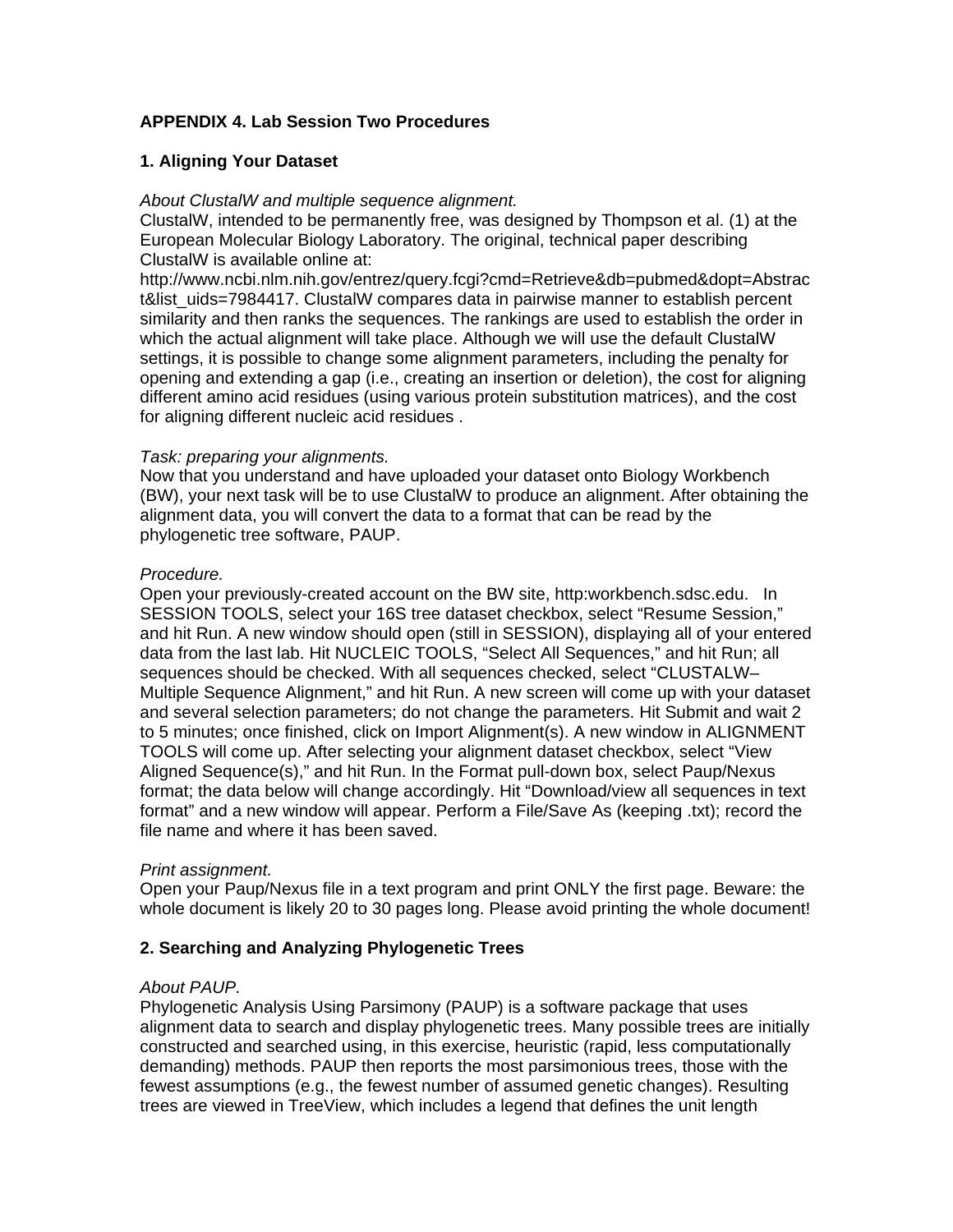## APPENDIX 4. Lab Session Two Procedures

### 1. Aligning Your Dataset

*About ClustalW and multiple sequence alignment.*
ClustalW, intended to be permanently free, was designed by Thompson et al. (1) at the European Molecular Biology Laboratory. The original, technical paper describing ClustalW is available online at: http://www.ncbi.nlm.nih.gov/entrez/query.fcgi?cmd=Retrieve&db=pubmed&dopt=Abstract&list_uids=7984417. ClustalW compares data in pairwise manner to establish percent similarity and then ranks the sequences. The rankings are used to establish the order in which the actual alignment will take place. Although we will use the default ClustalW settings, it is possible to change some alignment parameters, including the penalty for opening and extending a gap (i.e., creating an insertion or deletion), the cost for aligning different amino acid residues (using various protein substitution matrices), and the cost for aligning different nucleic acid residues .

*Task: preparing your alignments.*
Now that you understand and have uploaded your dataset onto Biology Workbench (BW), your next task will be to use ClustalW to produce an alignment. After obtaining the alignment data, you will convert the data to a format that can be read by the phylogenetic tree software, PAUP.

*Procedure.*
Open your previously-created account on the BW site, http:workbench.sdsc.edu. In SESSION TOOLS, select your 16S tree dataset checkbox, select “Resume Session,” and hit Run. A new window should open (still in SESSION), displaying all of your entered data from the last lab. Hit NUCLEIC TOOLS, “Select All Sequences,” and hit Run; all sequences should be checked. With all sequences checked, select “CLUSTALW–Multiple Sequence Alignment,” and hit Run. A new screen will come up with your dataset and several selection parameters; do not change the parameters. Hit Submit and wait 2 to 5 minutes; once finished, click on Import Alignment(s). A new window in ALIGNMENT TOOLS will come up. After selecting your alignment dataset checkbox, select “View Aligned Sequence(s),” and hit Run. In the Format pull-down box, select Paup/Nexus format; the data below will change accordingly. Hit “Download/view all sequences in text format” and a new window will appear. Perform a File/Save As (keeping .txt); record the file name and where it has been saved.

*Print assignment.*
Open your Paup/Nexus file in a text program and print ONLY the first page. Beware: the whole document is likely 20 to 30 pages long. Please avoid printing the whole document!

### 2. Searching and Analyzing Phylogenetic Trees

*About PAUP.*
Phylogenetic Analysis Using Parsimony (PAUP) is a software package that uses alignment data to search and display phylogenetic trees. Many possible trees are initially constructed and searched using, in this exercise, heuristic (rapid, less computationally demanding) methods. PAUP then reports the most parsimonious trees, those with the fewest assumptions (e.g., the fewest number of assumed genetic changes). Resulting trees are viewed in TreeView, which includes a legend that defines the unit length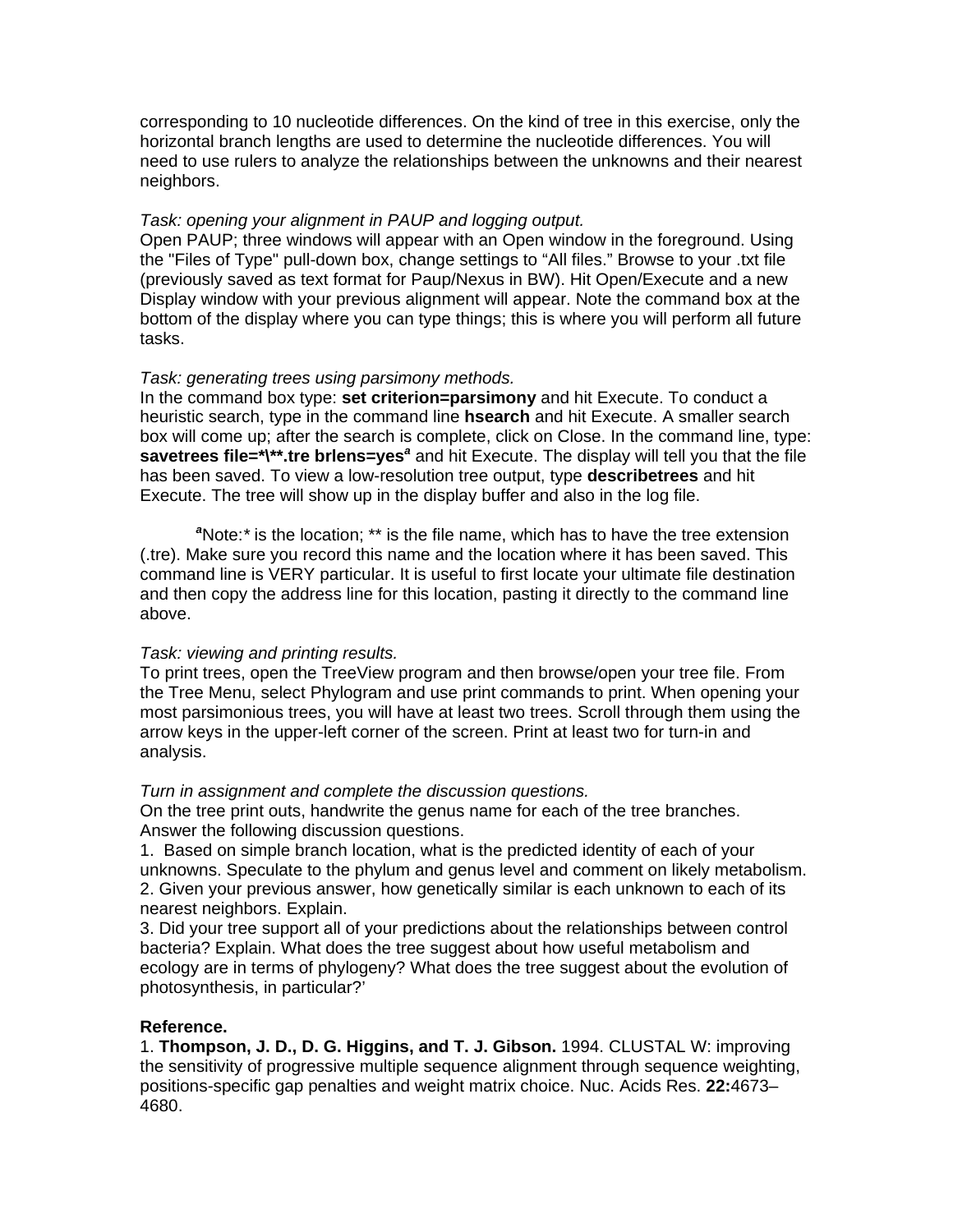corresponding to 10 nucleotide differences. On the kind of tree in this exercise, only the horizontal branch lengths are used to determine the nucleotide differences. You will need to use rulers to analyze the relationships between the unknowns and their nearest neighbors.

*Task: opening your alignment in PAUP and logging output.*
Open PAUP; three windows will appear with an Open window in the foreground. Using the "Files of Type" pull-down box, change settings to “All files.” Browse to your .txt file (previously saved as text format for Paup/Nexus in BW). Hit Open/Execute and a new Display window with your previous alignment will appear. Note the command box at the bottom of the display where you can type things; this is where you will perform all future tasks.

*Task: generating trees using parsimony methods.*
In the command box type: **set criterion=parsimony** and hit Execute. To conduct a heuristic search, type in the command line **hsearch** and hit Execute. A smaller search box will come up; after the search is complete, click on Close. In the command line, type: **savetrees file=*\**.tre brlens=yes**[a] and hit Execute. The display will tell you that the file has been saved. To view a low-resolution tree output, type **describetrees** and hit Execute. The tree will show up in the display buffer and also in the log file.

[a]Note:* is the location; ** is the file name, which has to have the tree extension (.tre). Make sure you record this name and the location where it has been saved. This command line is VERY particular. It is useful to first locate your ultimate file destination and then copy the address line for this location, pasting it directly to the command line above.

*Task: viewing and printing results.*
To print trees, open the TreeView program and then browse/open your tree file. From the Tree Menu, select Phylogram and use print commands to print. When opening your most parsimonious trees, you will have at least two trees. Scroll through them using the arrow keys in the upper-left corner of the screen. Print at least two for turn-in and analysis.

*Turn in assignment and complete the discussion questions.*
On the tree print outs, handwrite the genus name for each of the tree branches. Answer the following discussion questions.
1. Based on simple branch location, what is the predicted identity of each of your unknowns. Speculate to the phylum and genus level and comment on likely metabolism.
2. Given your previous answer, how genetically similar is each unknown to each of its nearest neighbors. Explain.
3. Did your tree support all of your predictions about the relationships between control bacteria? Explain. What does the tree suggest about how useful metabolism and ecology are in terms of phylogeny? What does the tree suggest about the evolution of photosynthesis, in particular?’

**Reference.**
1. **Thompson, J. D., D. G. Higgins, and T. J. Gibson.** 1994. CLUSTAL W: improving the sensitivity of progressive multiple sequence alignment through sequence weighting, positions-specific gap penalties and weight matrix choice. Nuc. Acids Res. **22:**4673–4680.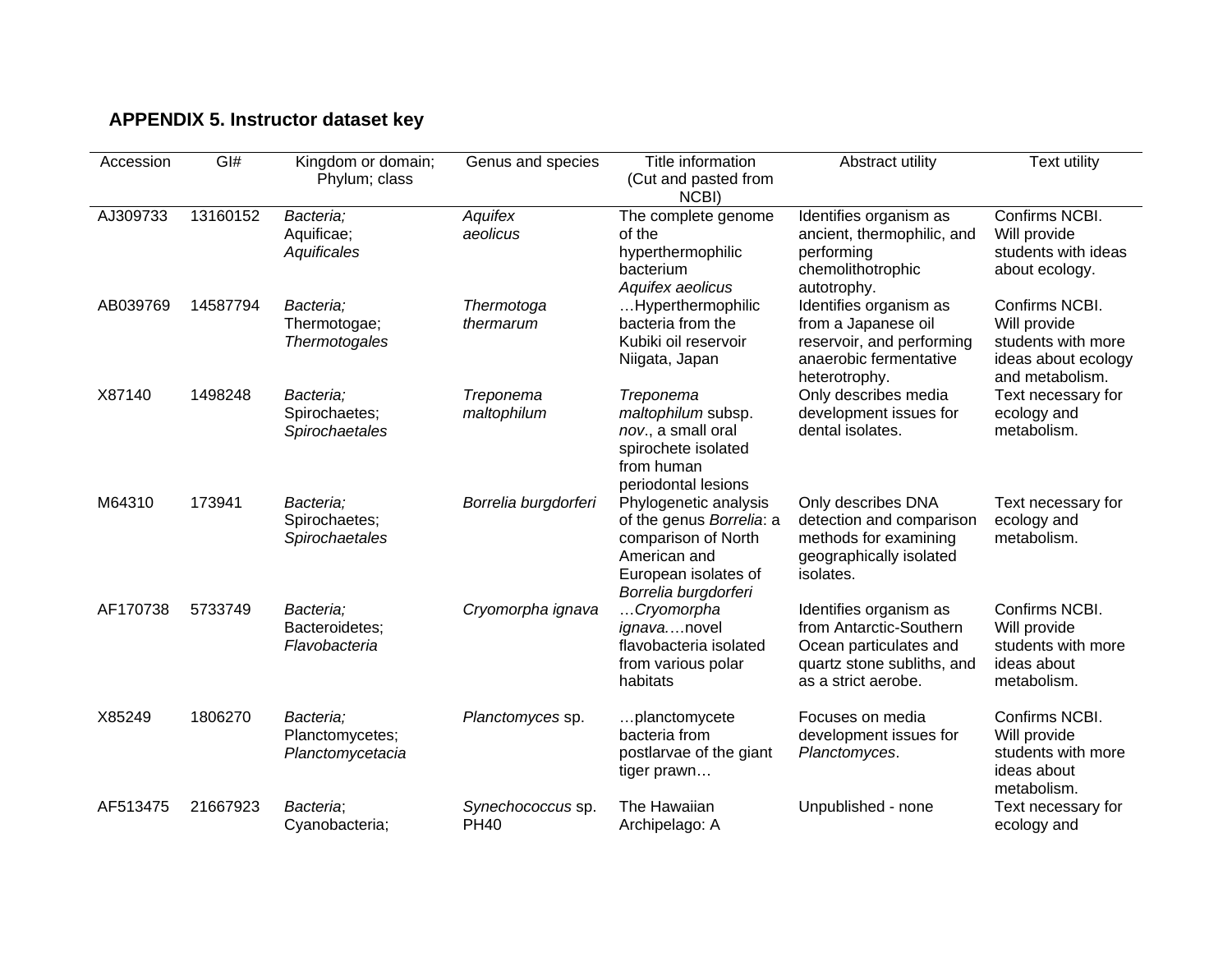## APPENDIX 5. Instructor dataset key

| Accession | GI# | Kingdom or domain; Phylum; class | Genus and species | Title information (Cut and pasted from NCBI) | Abstract utility | Text utility |
|---|---|---|---|---|---|---|
| AJ309733 | 13160152 | *Bacteria;* Aquificae; *Aquificales* | *Aquifex aeolicus* | The complete genome of the hyperthermophilic bacterium *Aquifex aeolicus* | Identifies organism as ancient, thermophilic, and performing chemolithotrophic autotrophy. | Confirms NCBI. Will provide students with ideas about ecology. |
| AB039769 | 14587794 | *Bacteria;* Thermotogae; *Thermotogales* | *Thermotoga thermarum* | …Hyperthermophilic bacteria from the Kubiki oil reservoir Niigata, Japan | Identifies organism as from a Japanese oil reservoir, and performing anaerobic fermentative heterotrophy. | Confirms NCBI. Will provide students with more ideas about ecology and metabolism. |
| X87140 | 1498248 | *Bacteria;* Spirochaetes; *Spirochaetales* | *Treponema maltophilum* | *Treponema maltophilum* subsp. *nov*., a small oral spirochete isolated from human periodontal lesions | Only describes media development issues for dental isolates. | Text necessary for ecology and metabolism. |
| M64310 | 173941 | *Bacteria;* Spirochaetes; *Spirochaetales* | *Borrelia burgdorferi* | Phylogenetic analysis of the genus *Borrelia*: a comparison of North American and European isolates of *Borrelia burgdorferi* | Only describes DNA detection and comparison methods for examining geographically isolated isolates. | Text necessary for ecology and metabolism. |
| AF170738 | 5733749 | *Bacteria;* Bacteroidetes; *Flavobacteria* | *Cryomorpha ignava* | …*Cryomorpha ignava.*…novel flavobacteria isolated from various polar habitats | Identifies organism as from Antarctic-Southern Ocean particulates and quartz stone subliths, and as a strict aerobe. | Confirms NCBI. Will provide students with more ideas about metabolism. |
| X85249 | 1806270 | *Bacteria;* Planctomycetes; *Planctomycetacia* | *Planctomyces* sp. | …planctomycete bacteria from postlarvae of the giant tiger prawn… | Focuses on media development issues for *Planctomyces*. | Confirms NCBI. Will provide students with more ideas about metabolism. |
| AF513475 | 21667923 | *Bacteria*; Cyanobacteria; | *Synechococcus* sp. PH40 | The Hawaiian Archipelago: A | Unpublished - none | Text necessary for ecology and |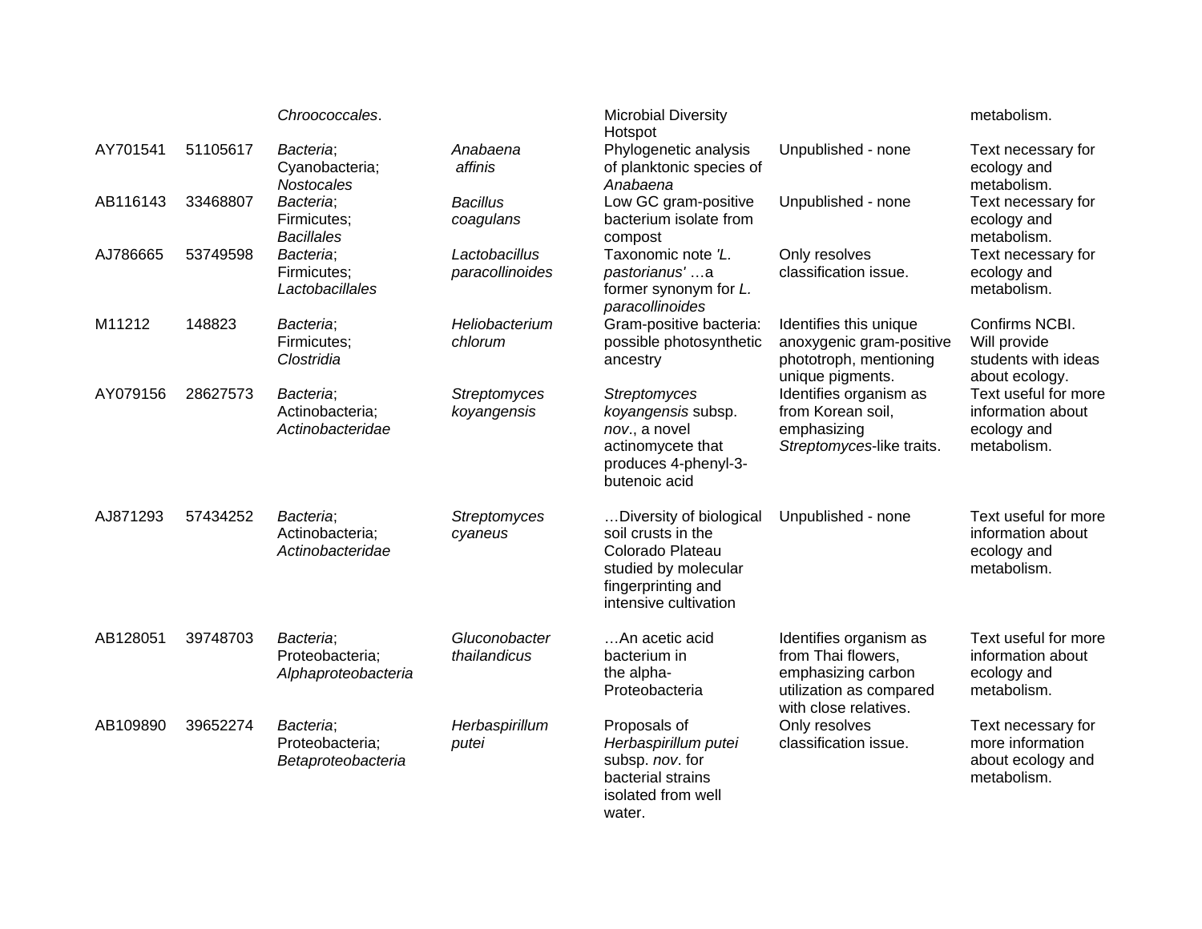| | | | | | | |
|---|---|---|---|---|---|---|
| | | *Chroococcales*. | | Microbial Diversity Hotspot | | metabolism. |
| AY701541 | 51105617 | *Bacteria*; Cyanobacteria; *Nostocales* | *Anabaena affinis* | Phylogenetic analysis of planktonic species of *Anabaena* | Unpublished - none | Text necessary for ecology and metabolism. |
| AB116143 | 33468807 | *Bacteria*; Firmicutes; *Bacillales* | *Bacillus coagulans* | Low GC gram-positive bacterium isolate from compost | Unpublished - none | Text necessary for ecology and metabolism. |
| AJ786665 | 53749598 | *Bacteria*; Firmicutes; *Lactobacillales* | *Lactobacillus paracollinoides* | Taxonomic note *'L. pastorianus'* …a former synonym for *L. paracollinoides* | Only resolves classification issue. | Text necessary for ecology and metabolism. |
| M11212 | 148823 | *Bacteria*; Firmicutes; *Clostridia* | *Heliobacterium chlorum* | Gram-positive bacteria: possible photosynthetic ancestry | Identifies this unique anoxygenic gram-positive phototroph, mentioning unique pigments. | Confirms NCBI. Will provide students with ideas about ecology. |
| AY079156 | 28627573 | *Bacteria*; Actinobacteria; *Actinobacteridae* | *Streptomyces koyangensis* | *Streptomyces koyangensis* subsp. *nov*., a novel actinomycete that produces 4-phenyl-3-butenoic acid | Identifies organism as from Korean soil, emphasizing *Streptomyces*-like traits. | Text useful for more information about ecology and metabolism. |
| AJ871293 | 57434252 | *Bacteria*; Actinobacteria; *Actinobacteridae* | *Streptomyces cyaneus* | …Diversity of biological soil crusts in the Colorado Plateau studied by molecular fingerprinting and intensive cultivation | Unpublished - none | Text useful for more information about ecology and metabolism. |
| AB128051 | 39748703 | *Bacteria*; Proteobacteria; *Alphaproteobacteria* | *Gluconobacter thailandicus* | …An acetic acid bacterium in the alpha-Proteobacteria | Identifies organism as from Thai flowers, emphasizing carbon utilization as compared with close relatives. | Text useful for more information about ecology and metabolism. |
| AB109890 | 39652274 | *Bacteria*; Proteobacteria; *Betaproteobacteria* | *Herbaspirillum putei* | Proposals of *Herbaspirillum putei* subsp. *nov*. for bacterial strains isolated from well water. | Only resolves classification issue. | Text necessary for more information about ecology and metabolism. |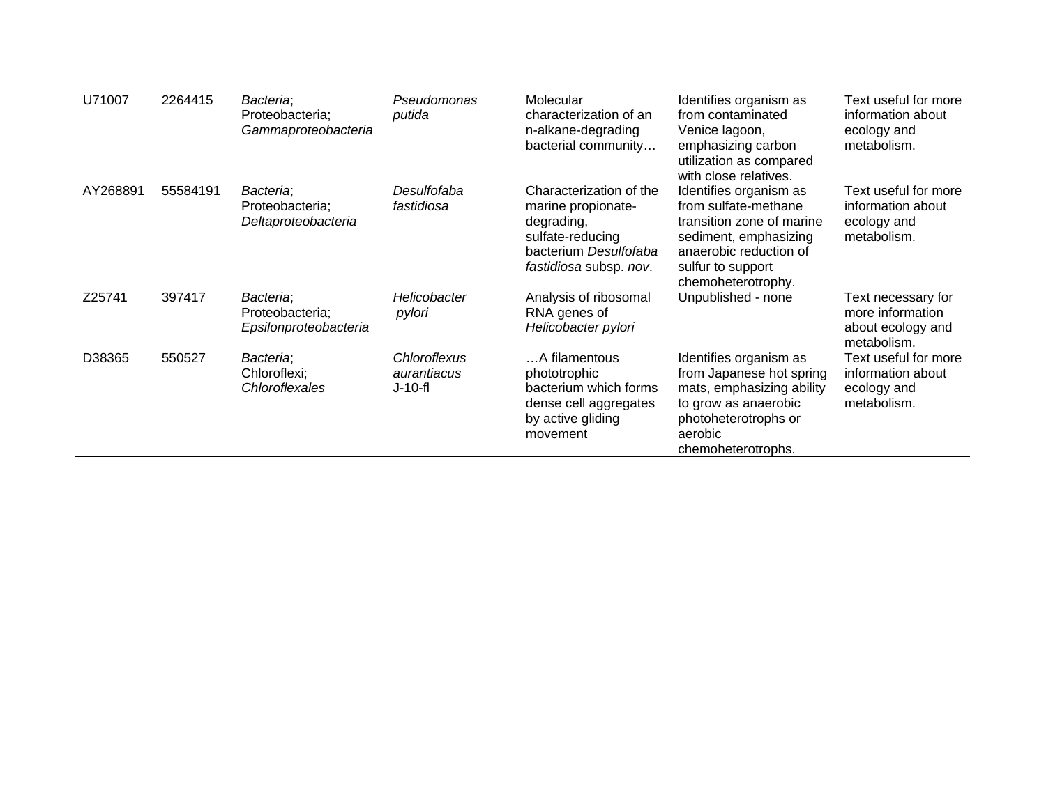| | | | | | | |
|---|---|---|---|---|---|---|
| U71007 | 2264415 | *Bacteria*; Proteobacteria; *Gammaproteobacteria* | *Pseudomonas putida* | Molecular characterization of an n-alkane-degrading bacterial community… | Identifies organism as from contaminated Venice lagoon, emphasizing carbon utilization as compared with close relatives. | Text useful for more information about ecology and metabolism. |
| AY268891 | 55584191 | *Bacteria*; Proteobacteria; *Deltaproteobacteria* | *Desulfofaba fastidiosa* | Characterization of the marine propionate-degrading, sulfate-reducing bacterium *Desulfofaba fastidiosa* subsp. *nov*. | Identifies organism as from sulfate-methane transition zone of marine sediment, emphasizing anaerobic reduction of sulfur to support chemoheterotrophy. | Text useful for more information about ecology and metabolism. |
| Z25741 | 397417 | *Bacteria*; Proteobacteria; *Epsilonproteobacteria* | *Helicobacter pylori* | Analysis of ribosomal RNA genes of *Helicobacter pylori* | Unpublished - none | Text necessary for more information about ecology and metabolism. |
| D38365 | 550527 | *Bacteria*; Chloroflexi; *Chloroflexales* | *Chloroflexus aurantiacus* J-10-fl | …A filamentous phototrophic bacterium which forms dense cell aggregates by active gliding movement | Identifies organism as from Japanese hot spring mats, emphasizing ability to grow as anaerobic photoheterotrophs or aerobic chemoheterotrophs. | Text useful for more information about ecology and metabolism. |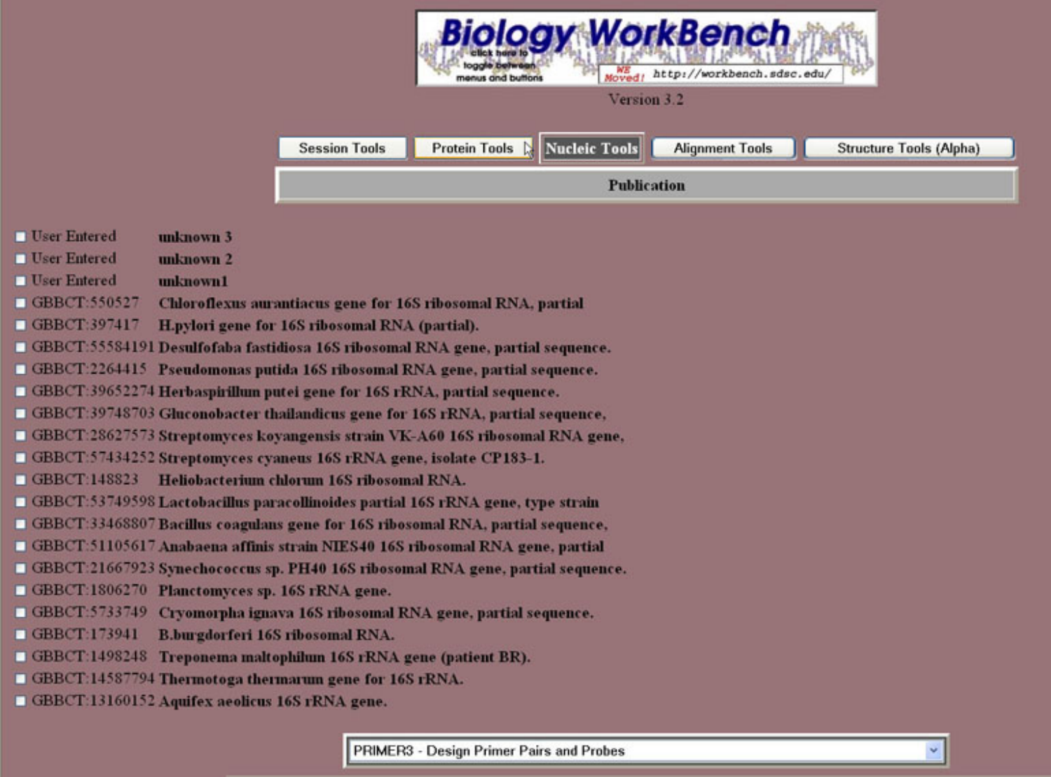Biology WorkBench

click here to toggle between menus and buttons

WE Moved! http://workbench.sdsc.edu/

Version 3.2

Session Tools | Protein Tools | Nucleic Tools | Alignment Tools | Structure Tools (Alpha)

**Publication**

- User Entered **unknown 3**
- User Entered **unknown 2**
- User Entered **unknown1**
- GBBCT:550527 **Chloroflexus aurantiacus gene for 16S ribosomal RNA, partial**
- GBBCT:397417 **H.pylori gene for 16S ribosomal RNA (partial).**
- GBBCT:55584191 **Desulfofaba fastidiosa 16S ribosomal RNA gene, partial sequence.**
- GBBCT:2264415 **Pseudomonas putida 16S ribosomal RNA gene, partial sequence.**
- GBBCT:39652274 **Herbaspirillum putei gene for 16S rRNA, partial sequence.**
- GBBCT:39748703 **Gluconobacter thailandicus gene for 16S rRNA, partial sequence,**
- GBBCT:28627573 **Streptomyces koyangensis strain VK-A60 16S ribosomal RNA gene,**
- GBBCT:57434252 **Streptomyces cyaneus 16S rRNA gene, isolate CP183-1.**
- GBBCT:148823 **Heliobacterium chlorum 16S ribosomal RNA.**
- GBBCT:53749598 **Lactobacillus paracollinoides partial 16S rRNA gene, type strain**
- GBBCT:33468807 **Bacillus coagulans gene for 16S ribosomal RNA, partial sequence,**
- GBBCT:51105617 **Anabaena affinis strain NIES40 16S ribosomal RNA gene, partial**
- GBBCT:21667923 **Synechococcus sp. PH40 16S ribosomal RNA gene, partial sequence.**
- GBBCT:1806270 **Planctomyces sp. 16S rRNA gene.**
- GBBCT:5733749 **Cryomorpha ignava 16S ribosomal RNA gene, partial sequence.**
- GBBCT:173941 **B.burgdorferi 16S ribosomal RNA.**
- GBBCT:1498248 **Treponema maltophilum 16S rRNA gene (patient BR).**
- GBBCT:14587794 **Thermotoga thermarum gene for 16S rRNA.**
- GBBCT:13160152 **Aquifex aeolicus 16S rRNA gene.**

PRIMER3 - Design Primer Pairs and Probes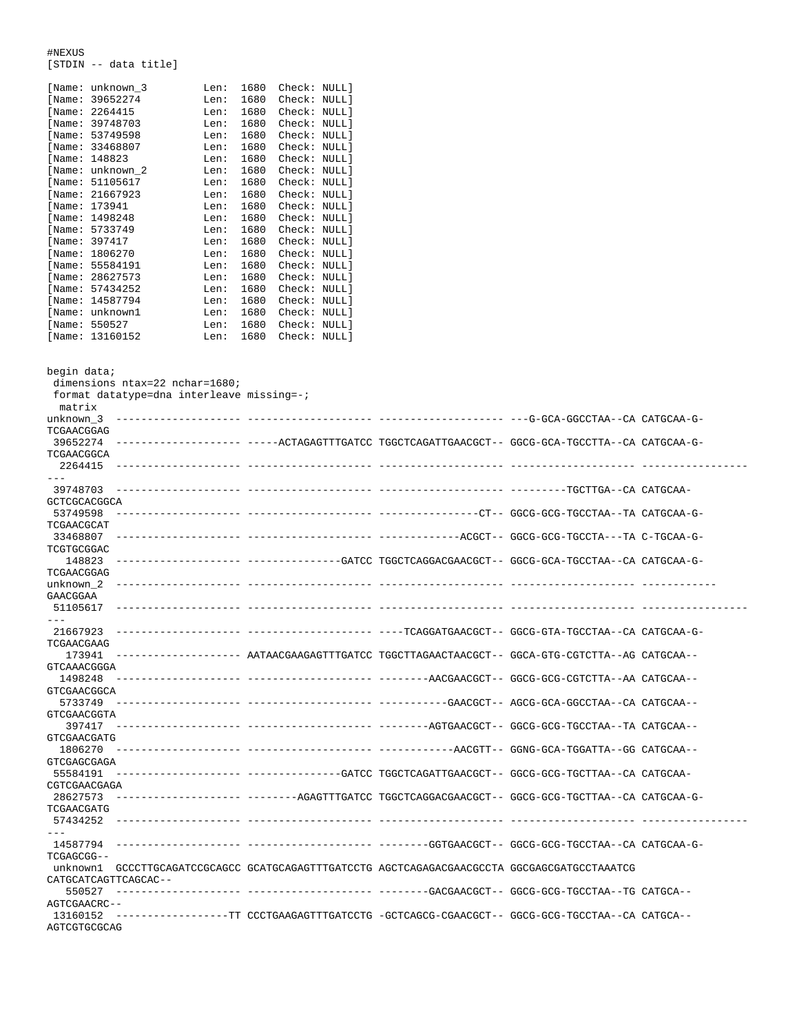```
#NEXUS
[STDIN -- data title]

[Name: unknown_3         Len:  1680  Check: NULL]
[Name: 39652274          Len:  1680  Check: NULL]
[Name: 2264415           Len:  1680  Check: NULL]
[Name: 39748703          Len:  1680  Check: NULL]
[Name: 53749598          Len:  1680  Check: NULL]
[Name: 33468807          Len:  1680  Check: NULL]
[Name: 148823            Len:  1680  Check: NULL]
[Name: unknown_2         Len:  1680  Check: NULL]
[Name: 51105617          Len:  1680  Check: NULL]
[Name: 21667923          Len:  1680  Check: NULL]
[Name: 173941            Len:  1680  Check: NULL]
[Name: 1498248           Len:  1680  Check: NULL]
[Name: 5733749           Len:  1680  Check: NULL]
[Name: 397417            Len:  1680  Check: NULL]
[Name: 1806270           Len:  1680  Check: NULL]
[Name: 55584191          Len:  1680  Check: NULL]
[Name: 28627573          Len:  1680  Check: NULL]
[Name: 57434252          Len:  1680  Check: NULL]
[Name: 14587794          Len:  1680  Check: NULL]
[Name: unknown1          Len:  1680  Check: NULL]
[Name: 550527            Len:  1680  Check: NULL]
[Name: 13160152          Len:  1680  Check: NULL]


begin data;
 dimensions ntax=22 nchar=1680;
 format datatype=dna interleave missing=-;
  matrix
unknown_3  -------------------- -------------------- -------------------- ---G-GCA-GGCCTAA--CA CATGCAA-G-
TCGAACGGAG
 39652274  -------------------- -----ACTAGAGTTTGATCC TGGCTCAGATTGAACGCT-- GGCG-GCA-TGCCTTA--CA CATGCAA-G-
TCGAACGGCA
  2264415  -------------------- -------------------- -------------------- -------------------- -----------------
---
 39748703  -------------------- -------------------- -------------------- ---------TGCTTGA--CA CATGCAA-
GCTCGCACGGCA
 53749598  -------------------- -------------------- ----------------CT-- GGCG-GCG-TGCCTAA--TA CATGCAA-G-
TCGAACGCAT
 33468807  -------------------- -------------------- -------------ACGCT-- GGCG-GCG-TGCCTA---TA C-TGCAA-G-
TCGTGCGGAC
   148823  -------------------- ---------------GATCC TGGCTCAGGACGAACGCT-- GGCG-GCA-TGCCTAA--CA CATGCAA-G-
TCGAACGGAG
unknown_2  -------------------- -------------------- -------------------- -------------------- -----------
GAACGGAA
 51105617  -------------------- -------------------- -------------------- -------------------- -----------------
---
 21667923  -------------------- -------------------- ----TCAGGATGAACGCT-- GGCG-GTA-TGCCTAA--CA CATGCAA-G-
TCGAACGAAG
   173941  -------------------- AATAACGAAGAGTTTGATCC TGGCTTAGAACTAACGCT-- GGCA-GTG-CGTCTTA--AG CATGCAA--
GTCAAACGGGA
  1498248  -------------------- -------------------- --------AACGAACGCT-- GGCG-GCG-CGTCTTA--AA CATGCAA--
GTCGAACGGCA
  5733749  -------------------- -------------------- -----------GAACGCT-- AGCG-GCA-GGCCTAA--CA CATGCAA--
GTCGAACGGTA
   397417  -------------------- -------------------- --------AGTGAACGCT-- GGCG-GCG-TGCCTAA--TA CATGCAA--
GTCGAACGATG
  1806270  -------------------- -------------------- ------------AACGTT-- GGNG-GCA-TGGATTA--GG CATGCAA--
GTCGAGCGAGA
 55584191  -------------------- ---------------GATCC TGGCTCAGATTGAACGCT-- GGCG-GCG-TGCTTAA--CA CATGCAA-
CGTCGAACGAGA
 28627573  -------------------- --------AGAGTTTGATCC TGGCTCAGGACGAACGCT-- GGCG-GCG-TGCTTAA--CA CATGCAA-G-
TCGAACGATG
 57434252  -------------------- -------------------- -------------------- -------------------- -----------------
---
 14587794  -------------------- -------------------- --------GGTGAACGCT-- GGCG-GCG-TGCCTAA--CA CATGCAA-G-
TCGAGCGG--
 unknown1  GCCCTTGCAGATCCGCAGCC GCATGCAGAGTTTGATCCTG AGCTCAGAGACGAACGCCTA GGCGAGCGATGCCTAAATCG
CATGCATCAGTTCAGCAC--
   550527  -------------------- -------------------- --------GACGAACGCT-- GGCG-GCG-TGCCTAA--TG CATGCA--
AGTCGAACRC--
 13160152  ------------------TT CCCTGAAGAGTTTGATCCTG -GCTCAGCG-CGAACGCT-- GGCG-GCG-TGCCTAA--CA CATGCA--
AGTCGTGCGCAG
```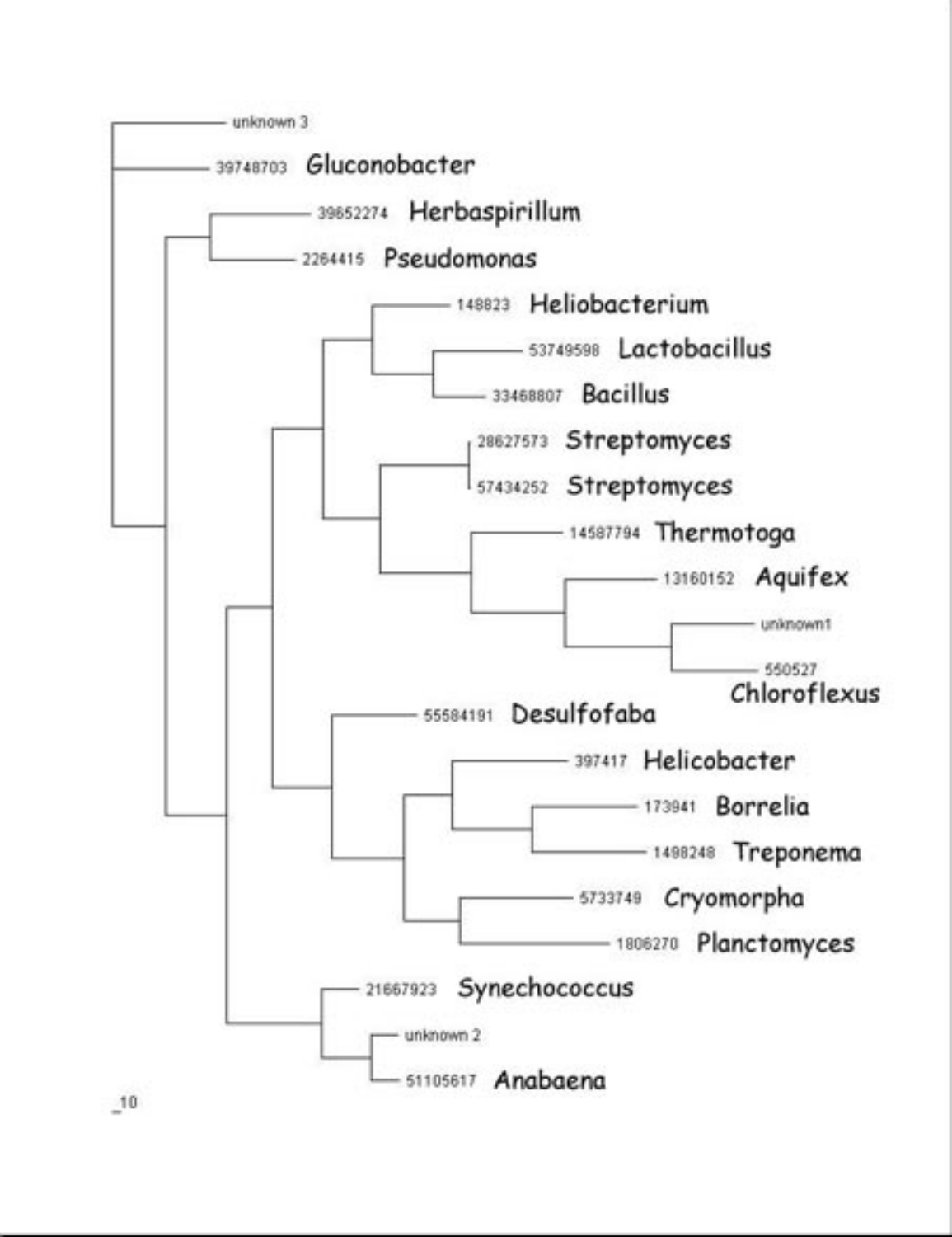unknown 3

39748703 Gluconobacter

39652274 Herbaspirillum

2264415 Pseudomonas

148823 Heliobacterium

53749598 Lactobacillus

33468807 Bacillus

28627573 Streptomyces

57434252 Streptomyces

14587794 Thermotoga

13160152 Aquifex

unknown1

550527 Chloroflexus

55584191 Desulfofaba

397417 Helicobacter

173941 Borrelia

1498248 Treponema

5733749 Cryomorpha

1806270 Planctomyces

21667923 Synechococcus

unknown 2

51105617 Anabaena

_10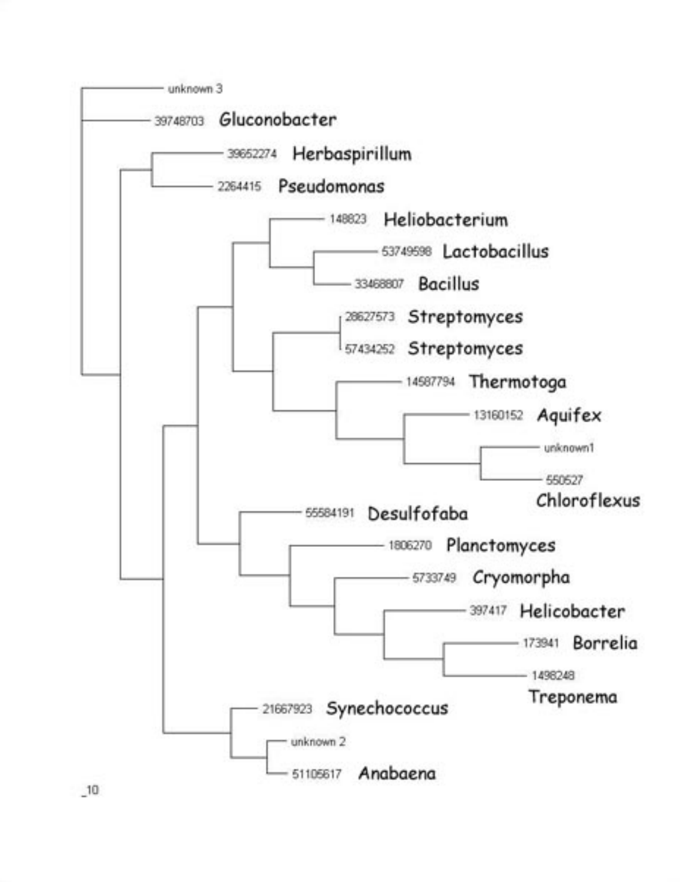unknown 3

39748703 Gluconobacter

39652274 Herbaspirillum

2264415 Pseudomonas

148823 Heliobacterium

53749598 Lactobacillus

33468807 Bacillus

28627573 Streptomyces

57434252 Streptomyces

14587794 Thermotoga

13160152 Aquifex

unknown1

550527 Chloroflexus

55584191 Desulfofaba

1806270 Planctomyces

5733749 Cryomorpha

397417 Helicobacter

173941 Borrelia

1498248 Treponema

21667923 Synechococcus

unknown 2

51105617 Anabaena

_10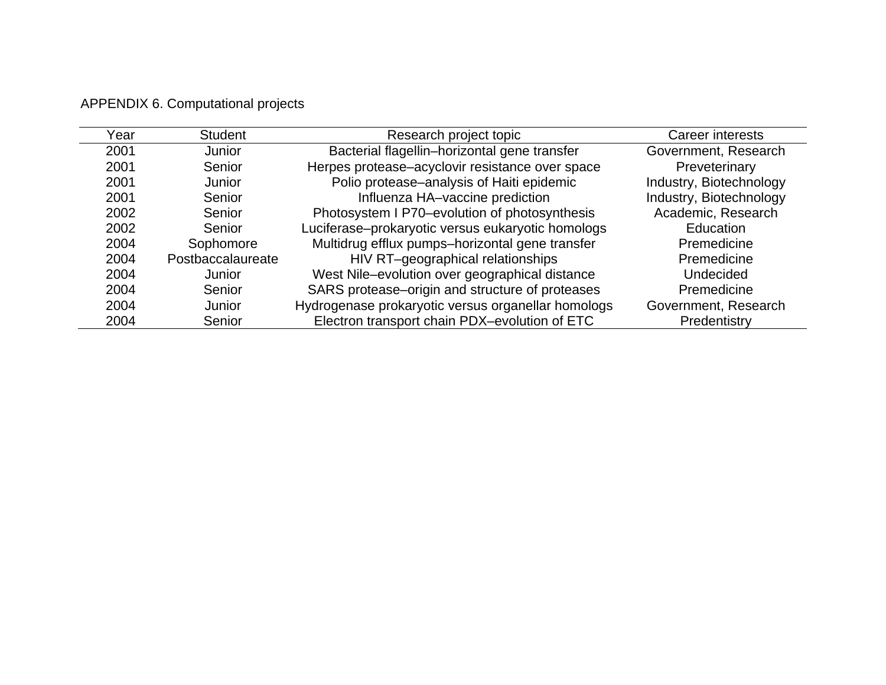APPENDIX 6. Computational projects

| Year | Student | Research project topic | Career interests |
|---|---|---|---|
| 2001 | Junior | Bacterial flagellin–horizontal gene transfer | Government, Research |
| 2001 | Senior | Herpes protease–acyclovir resistance over space | Preveterinary |
| 2001 | Junior | Polio protease–analysis of Haiti epidemic | Industry, Biotechnology |
| 2001 | Senior | Influenza HA–vaccine prediction | Industry, Biotechnology |
| 2002 | Senior | Photosystem I P70–evolution of photosynthesis | Academic, Research |
| 2002 | Senior | Luciferase–prokaryotic versus eukaryotic homologs | Education |
| 2004 | Sophomore | Multidrug efflux pumps–horizontal gene transfer | Premedicine |
| 2004 | Postbaccalaureate | HIV RT–geographical relationships | Premedicine |
| 2004 | Junior | West Nile–evolution over geographical distance | Undecided |
| 2004 | Senior | SARS protease–origin and structure of proteases | Premedicine |
| 2004 | Junior | Hydrogenase prokaryotic versus organellar homologs | Government, Research |
| 2004 | Senior | Electron transport chain PDX–evolution of ETC | Predentistry |